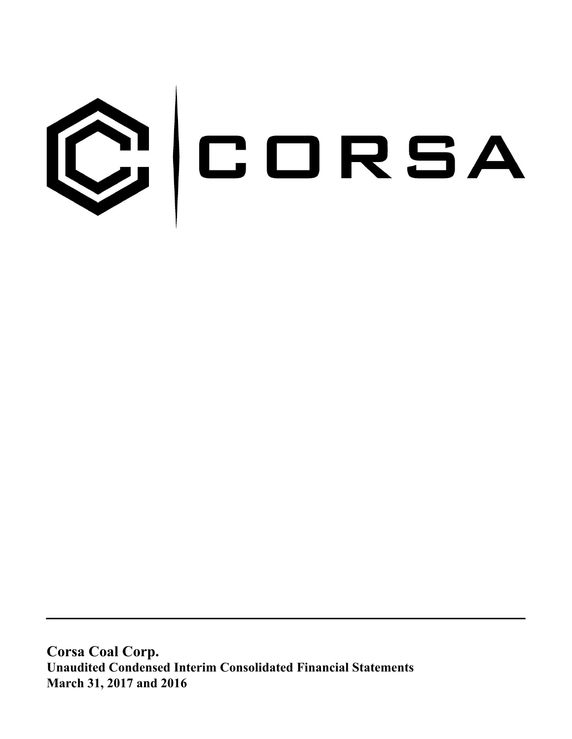CORSA

**Corsa Coal Corp.**

**Unaudited Condensed Interim Consolidated Financial Statements**

**March 31, 2017 and 2016**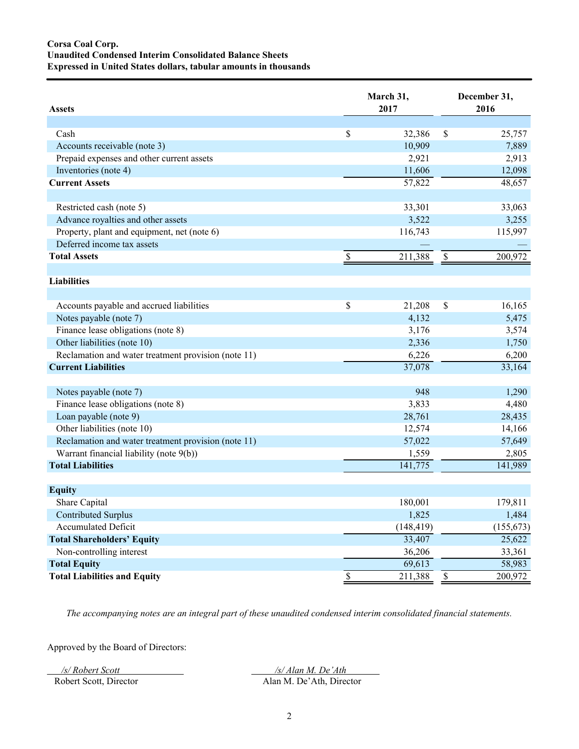**Corsa Coal Corp.**
**Unaudited Condensed Interim Consolidated Balance Sheets**
**Expressed in United States dollars, tabular amounts in thousands**

| Assets | March 31, 2017 | December 31, 2016 |
|---|---|---|
| Cash | $ 32,386 | $ 25,757 |
| Accounts receivable (note 3) | 10,909 | 7,889 |
| Prepaid expenses and other current assets | 2,921 | 2,913 |
| Inventories (note 4) | 11,606 | 12,098 |
| **Current Assets** | 57,822 | 48,657 |
| | | |
| Restricted cash (note 5) | 33,301 | 33,063 |
| Advance royalties and other assets | 3,522 | 3,255 |
| Property, plant and equipment, net (note 6) | 116,743 | 115,997 |
| Deferred income tax assets | — | — |
| **Total Assets** | $ 211,388 | $ 200,972 |
| | | |
| **Liabilities** | | |
| | | |
| Accounts payable and accrued liabilities | $ 21,208 | $ 16,165 |
| Notes payable (note 7) | 4,132 | 5,475 |
| Finance lease obligations (note 8) | 3,176 | 3,574 |
| Other liabilities (note 10) | 2,336 | 1,750 |
| Reclamation and water treatment provision (note 11) | 6,226 | 6,200 |
| **Current Liabilities** | 37,078 | 33,164 |
| | | |
| Notes payable (note 7) | 948 | 1,290 |
| Finance lease obligations (note 8) | 3,833 | 4,480 |
| Loan payable (note 9) | 28,761 | 28,435 |
| Other liabilities (note 10) | 12,574 | 14,166 |
| Reclamation and water treatment provision (note 11) | 57,022 | 57,649 |
| Warrant financial liability (note 9(b)) | 1,559 | 2,805 |
| **Total Liabilities** | 141,775 | 141,989 |
| | | |
| **Equity** | | |
| Share Capital | 180,001 | 179,811 |
| Contributed Surplus | 1,825 | 1,484 |
| Accumulated Deficit | (148,419) | (155,673) |
| **Total Shareholders' Equity** | 33,407 | 25,622 |
| Non-controlling interest | 36,206 | 33,361 |
| **Total Equity** | 69,613 | 58,983 |
| **Total Liabilities and Equity** | $ 211,388 | $ 200,972 |

*The accompanying notes are an integral part of these unaudited condensed interim consolidated financial statements.*

Approved by the Board of Directors:

*/s/ Robert Scott*
Robert Scott, Director

*/s/ Alan M. De'Ath*
Alan M. De'Ath, Director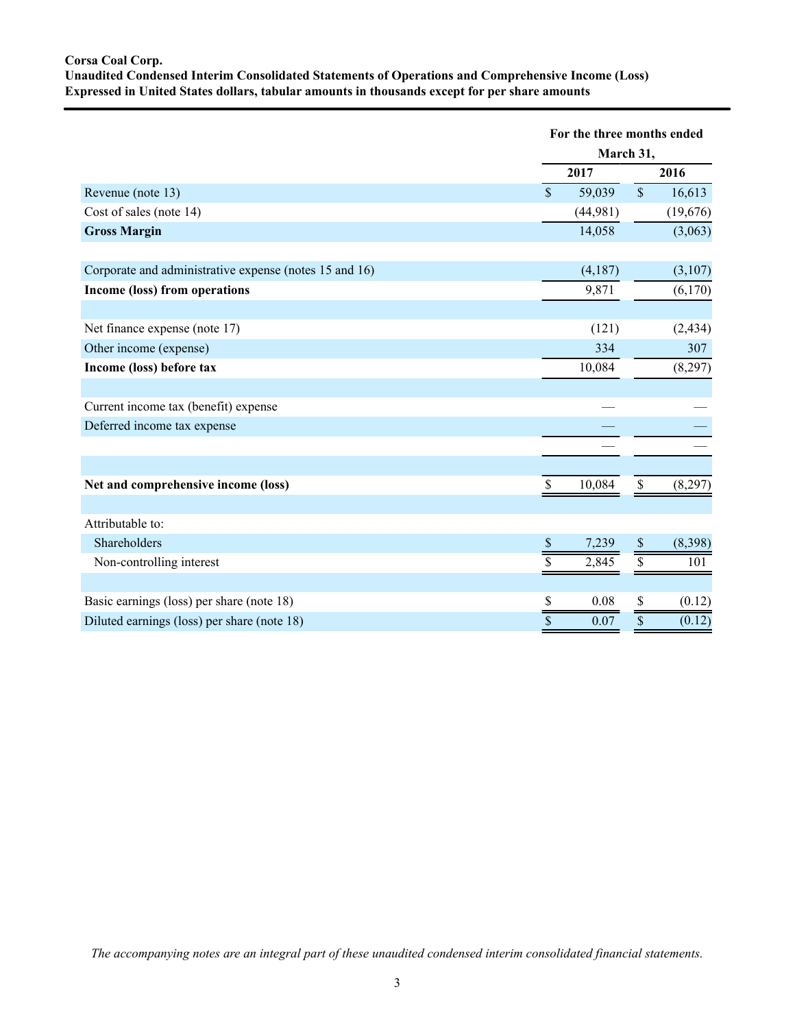**Corsa Coal Corp.**
**Unaudited Condensed Interim Consolidated Statements of Operations and Comprehensive Income (Loss)**
**Expressed in United States dollars, tabular amounts in thousands except for per share amounts**

| | For the three months ended March 31, | |
|---|---|---|
| | **2017** | **2016** |
| Revenue (note 13) | $ 59,039 | $ 16,613 |
| Cost of sales (note 14) | (44,981) | (19,676) |
| **Gross Margin** | 14,058 | (3,063) |
| | | |
| Corporate and administrative expense (notes 15 and 16) | (4,187) | (3,107) |
| **Income (loss) from operations** | 9,871 | (6,170) |
| | | |
| Net finance expense (note 17) | (121) | (2,434) |
| Other income (expense) | 334 | 307 |
| **Income (loss) before tax** | 10,084 | (8,297) |
| | | |
| Current income tax (benefit) expense | — | — |
| Deferred income tax expense | — | — |
| | — | — |
| | | |
| **Net and comprehensive income (loss)** | $ 10,084 | $ (8,297) |
| | | |
| Attributable to: | | |
| Shareholders | $ 7,239 | $ (8,398) |
| Non-controlling interest | $ 2,845 | $ 101 |
| | | |
| Basic earnings (loss) per share (note 18) | $ 0.08 | $ (0.12) |
| Diluted earnings (loss) per share (note 18) | $ 0.07 | $ (0.12) |

*The accompanying notes are an integral part of these unaudited condensed interim consolidated financial statements.*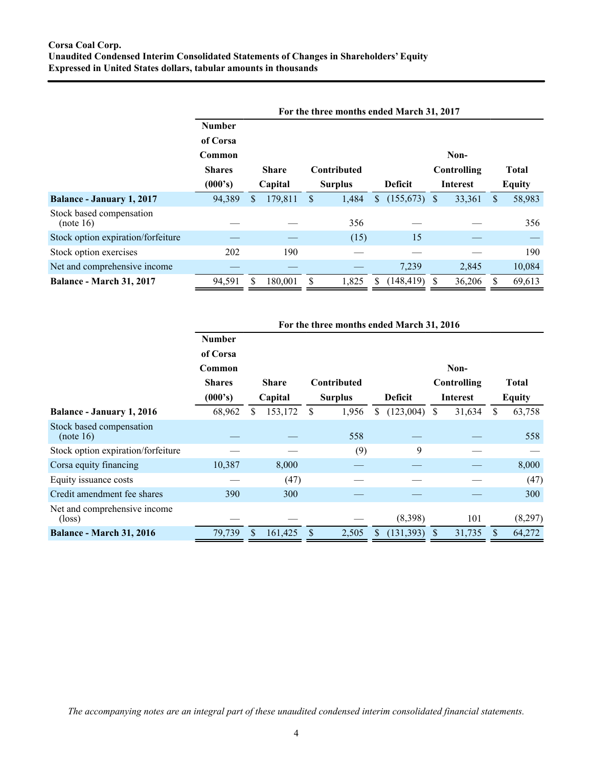**Corsa Coal Corp.**
**Unaudited Condensed Interim Consolidated Statements of Changes in Shareholders' Equity**
**Expressed in United States dollars, tabular amounts in thousands**

| | For the three months ended March 31, 2017 | | | | | |
|---|---|---|---|---|---|---|
| | Number of Corsa Common Shares (000's) | Share Capital | Contributed Surplus | Deficit | Non-Controlling Interest | Total Equity |
| **Balance - January 1, 2017** | 94,389 | $ 179,811 | $ 1,484 | $ (155,673) | $ 33,361 | $ 58,983 |
| Stock based compensation (note 16) | — | — | 356 | — | — | 356 |
| Stock option expiration/forfeiture | — | — | (15) | 15 | — | — |
| Stock option exercises | 202 | 190 | — | — | — | 190 |
| Net and comprehensive income | — | — | — | 7,239 | 2,845 | 10,084 |
| **Balance - March 31, 2017** | 94,591 | $ 180,001 | $ 1,825 | $ (148,419) | $ 36,206 | $ 69,613 |

| | For the three months ended March 31, 2016 | | | | | |
|---|---|---|---|---|---|---|
| | Number of Corsa Common Shares (000's) | Share Capital | Contributed Surplus | Deficit | Non-Controlling Interest | Total Equity |
| **Balance - January 1, 2016** | 68,962 | $ 153,172 | $ 1,956 | $ (123,004) | $ 31,634 | $ 63,758 |
| Stock based compensation (note 16) | — | — | 558 | — | — | 558 |
| Stock option expiration/forfeiture | — | — | (9) | 9 | — | — |
| Corsa equity financing | 10,387 | 8,000 | — | — | — | 8,000 |
| Equity issuance costs | — | (47) | — | — | — | (47) |
| Credit amendment fee shares | 390 | 300 | — | — | — | 300 |
| Net and comprehensive income (loss) | — | — | — | (8,398) | 101 | (8,297) |
| **Balance - March 31, 2016** | 79,739 | $ 161,425 | $ 2,505 | $ (131,393) | $ 31,735 | $ 64,272 |

*The accompanying notes are an integral part of these unaudited condensed interim consolidated financial statements.*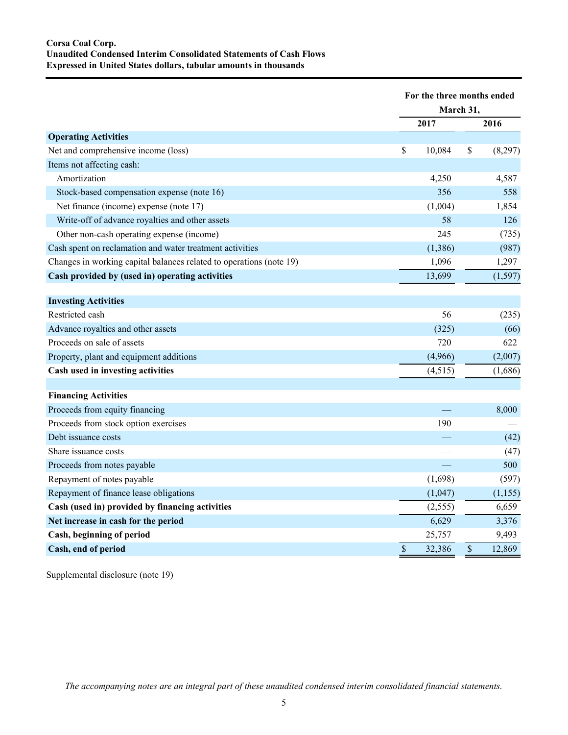**Corsa Coal Corp.**
**Unaudited Condensed Interim Consolidated Statements of Cash Flows**
**Expressed in United States dollars, tabular amounts in thousands**

| | For the three months ended March 31, | |
|---|---|---|
| | 2017 | 2016 |
| **Operating Activities** | | |
| Net and comprehensive income (loss) | $ 10,084 | $ (8,297) |
| Items not affecting cash: | | |
| Amortization | 4,250 | 4,587 |
| Stock-based compensation expense (note 16) | 356 | 558 |
| Net finance (income) expense (note 17) | (1,004) | 1,854 |
| Write-off of advance royalties and other assets | 58 | 126 |
| Other non-cash operating expense (income) | 245 | (735) |
| Cash spent on reclamation and water treatment activities | (1,386) | (987) |
| Changes in working capital balances related to operations (note 19) | 1,096 | 1,297 |
| **Cash provided by (used in) operating activities** | 13,699 | (1,597) |
| | | |
| **Investing Activities** | | |
| Restricted cash | 56 | (235) |
| Advance royalties and other assets | (325) | (66) |
| Proceeds on sale of assets | 720 | 622 |
| Property, plant and equipment additions | (4,966) | (2,007) |
| **Cash used in investing activities** | (4,515) | (1,686) |
| | | |
| **Financing Activities** | | |
| Proceeds from equity financing | — | 8,000 |
| Proceeds from stock option exercises | 190 | — |
| Debt issuance costs | — | (42) |
| Share issuance costs | — | (47) |
| Proceeds from notes payable | — | 500 |
| Repayment of notes payable | (1,698) | (597) |
| Repayment of finance lease obligations | (1,047) | (1,155) |
| **Cash (used in) provided by financing activities** | (2,555) | 6,659 |
| **Net increase in cash for the period** | 6,629 | 3,376 |
| **Cash, beginning of period** | 25,757 | 9,493 |
| **Cash, end of period** | $ 32,386 | $ 12,869 |

Supplemental disclosure (note 19)

*The accompanying notes are an integral part of these unaudited condensed interim consolidated financial statements.*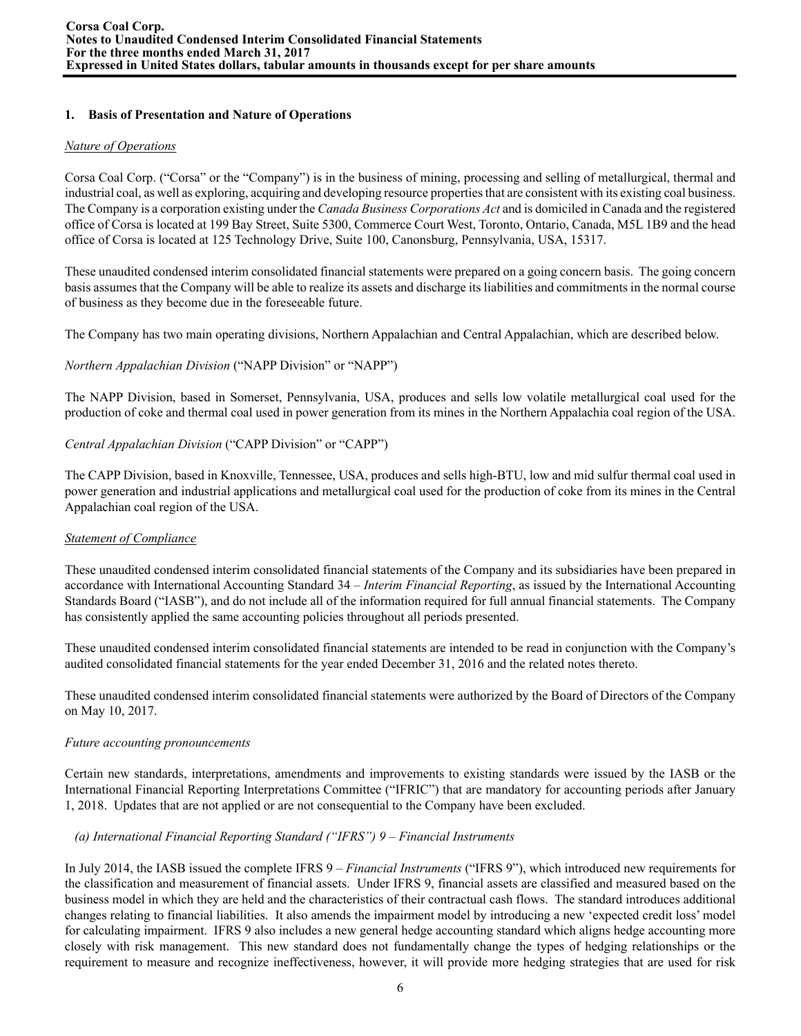## 1. Basis of Presentation and Nature of Operations

*Nature of Operations*

Corsa Coal Corp. ("Corsa" or the "Company") is in the business of mining, processing and selling of metallurgical, thermal and industrial coal, as well as exploring, acquiring and developing resource properties that are consistent with its existing coal business. The Company is a corporation existing under the *Canada Business Corporations Act* and is domiciled in Canada and the registered office of Corsa is located at 199 Bay Street, Suite 5300, Commerce Court West, Toronto, Ontario, Canada, M5L 1B9 and the head office of Corsa is located at 125 Technology Drive, Suite 100, Canonsburg, Pennsylvania, USA, 15317.

These unaudited condensed interim consolidated financial statements were prepared on a going concern basis. The going concern basis assumes that the Company will be able to realize its assets and discharge its liabilities and commitments in the normal course of business as they become due in the foreseeable future.

The Company has two main operating divisions, Northern Appalachian and Central Appalachian, which are described below.

*Northern Appalachian Division* ("NAPP Division" or "NAPP")

The NAPP Division, based in Somerset, Pennsylvania, USA, produces and sells low volatile metallurgical coal used for the production of coke and thermal coal used in power generation from its mines in the Northern Appalachia coal region of the USA.

*Central Appalachian Division* ("CAPP Division" or "CAPP")

The CAPP Division, based in Knoxville, Tennessee, USA, produces and sells high-BTU, low and mid sulfur thermal coal used in power generation and industrial applications and metallurgical coal used for the production of coke from its mines in the Central Appalachian coal region of the USA.

*Statement of Compliance*

These unaudited condensed interim consolidated financial statements of the Company and its subsidiaries have been prepared in accordance with International Accounting Standard 34 – *Interim Financial Reporting*, as issued by the International Accounting Standards Board ("IASB"), and do not include all of the information required for full annual financial statements. The Company has consistently applied the same accounting policies throughout all periods presented.

These unaudited condensed interim consolidated financial statements are intended to be read in conjunction with the Company's audited consolidated financial statements for the year ended December 31, 2016 and the related notes thereto.

These unaudited condensed interim consolidated financial statements were authorized by the Board of Directors of the Company on May 10, 2017.

*Future accounting pronouncements*

Certain new standards, interpretations, amendments and improvements to existing standards were issued by the IASB or the International Financial Reporting Interpretations Committee ("IFRIC") that are mandatory for accounting periods after January 1, 2018. Updates that are not applied or are not consequential to the Company have been excluded.

*(a) International Financial Reporting Standard ("IFRS") 9 – Financial Instruments*

In July 2014, the IASB issued the complete IFRS 9 – *Financial Instruments* ("IFRS 9"), which introduced new requirements for the classification and measurement of financial assets. Under IFRS 9, financial assets are classified and measured based on the business model in which they are held and the characteristics of their contractual cash flows. The standard introduces additional changes relating to financial liabilities. It also amends the impairment model by introducing a new 'expected credit loss' model for calculating impairment. IFRS 9 also includes a new general hedge accounting standard which aligns hedge accounting more closely with risk management. This new standard does not fundamentally change the types of hedging relationships or the requirement to measure and recognize ineffectiveness, however, it will provide more hedging strategies that are used for risk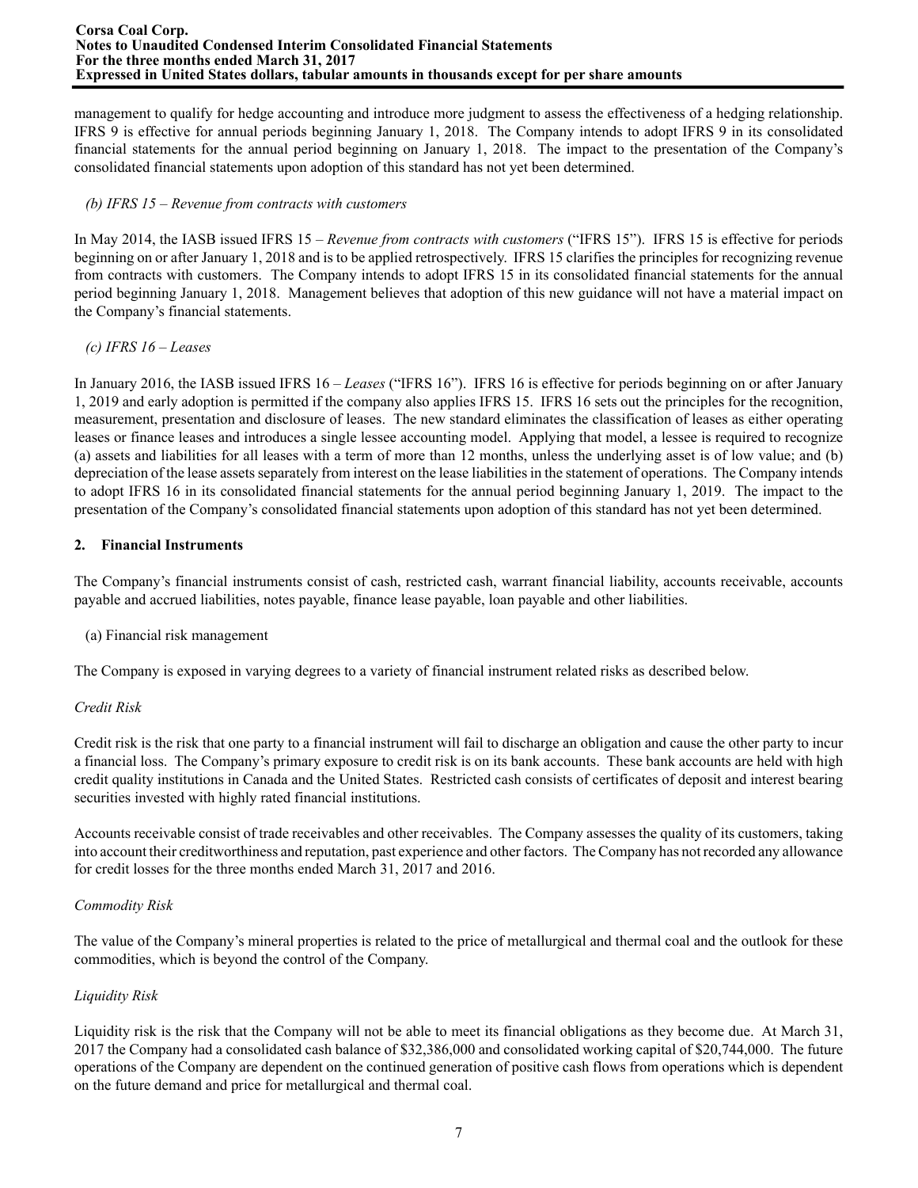management to qualify for hedge accounting and introduce more judgment to assess the effectiveness of a hedging relationship. IFRS 9 is effective for annual periods beginning January 1, 2018. The Company intends to adopt IFRS 9 in its consolidated financial statements for the annual period beginning on January 1, 2018. The impact to the presentation of the Company's consolidated financial statements upon adoption of this standard has not yet been determined.

*(b) IFRS 15 – Revenue from contracts with customers*

In May 2014, the IASB issued IFRS 15 – *Revenue from contracts with customers* ("IFRS 15"). IFRS 15 is effective for periods beginning on or after January 1, 2018 and is to be applied retrospectively. IFRS 15 clarifies the principles for recognizing revenue from contracts with customers. The Company intends to adopt IFRS 15 in its consolidated financial statements for the annual period beginning January 1, 2018. Management believes that adoption of this new guidance will not have a material impact on the Company's financial statements.

*(c) IFRS 16 – Leases*

In January 2016, the IASB issued IFRS 16 – *Leases* ("IFRS 16"). IFRS 16 is effective for periods beginning on or after January 1, 2019 and early adoption is permitted if the company also applies IFRS 15. IFRS 16 sets out the principles for the recognition, measurement, presentation and disclosure of leases. The new standard eliminates the classification of leases as either operating leases or finance leases and introduces a single lessee accounting model. Applying that model, a lessee is required to recognize (a) assets and liabilities for all leases with a term of more than 12 months, unless the underlying asset is of low value; and (b) depreciation of the lease assets separately from interest on the lease liabilities in the statement of operations. The Company intends to adopt IFRS 16 in its consolidated financial statements for the annual period beginning January 1, 2019. The impact to the presentation of the Company's consolidated financial statements upon adoption of this standard has not yet been determined.

## 2. Financial Instruments

The Company's financial instruments consist of cash, restricted cash, warrant financial liability, accounts receivable, accounts payable and accrued liabilities, notes payable, finance lease payable, loan payable and other liabilities.

(a) Financial risk management

The Company is exposed in varying degrees to a variety of financial instrument related risks as described below.

*Credit Risk*

Credit risk is the risk that one party to a financial instrument will fail to discharge an obligation and cause the other party to incur a financial loss. The Company's primary exposure to credit risk is on its bank accounts. These bank accounts are held with high credit quality institutions in Canada and the United States. Restricted cash consists of certificates of deposit and interest bearing securities invested with highly rated financial institutions.

Accounts receivable consist of trade receivables and other receivables. The Company assesses the quality of its customers, taking into account their creditworthiness and reputation, past experience and other factors. The Company has not recorded any allowance for credit losses for the three months ended March 31, 2017 and 2016.

*Commodity Risk*

The value of the Company's mineral properties is related to the price of metallurgical and thermal coal and the outlook for these commodities, which is beyond the control of the Company.

*Liquidity Risk*

Liquidity risk is the risk that the Company will not be able to meet its financial obligations as they become due. At March 31, 2017 the Company had a consolidated cash balance of $32,386,000 and consolidated working capital of $20,744,000. The future operations of the Company are dependent on the continued generation of positive cash flows from operations which is dependent on the future demand and price for metallurgical and thermal coal.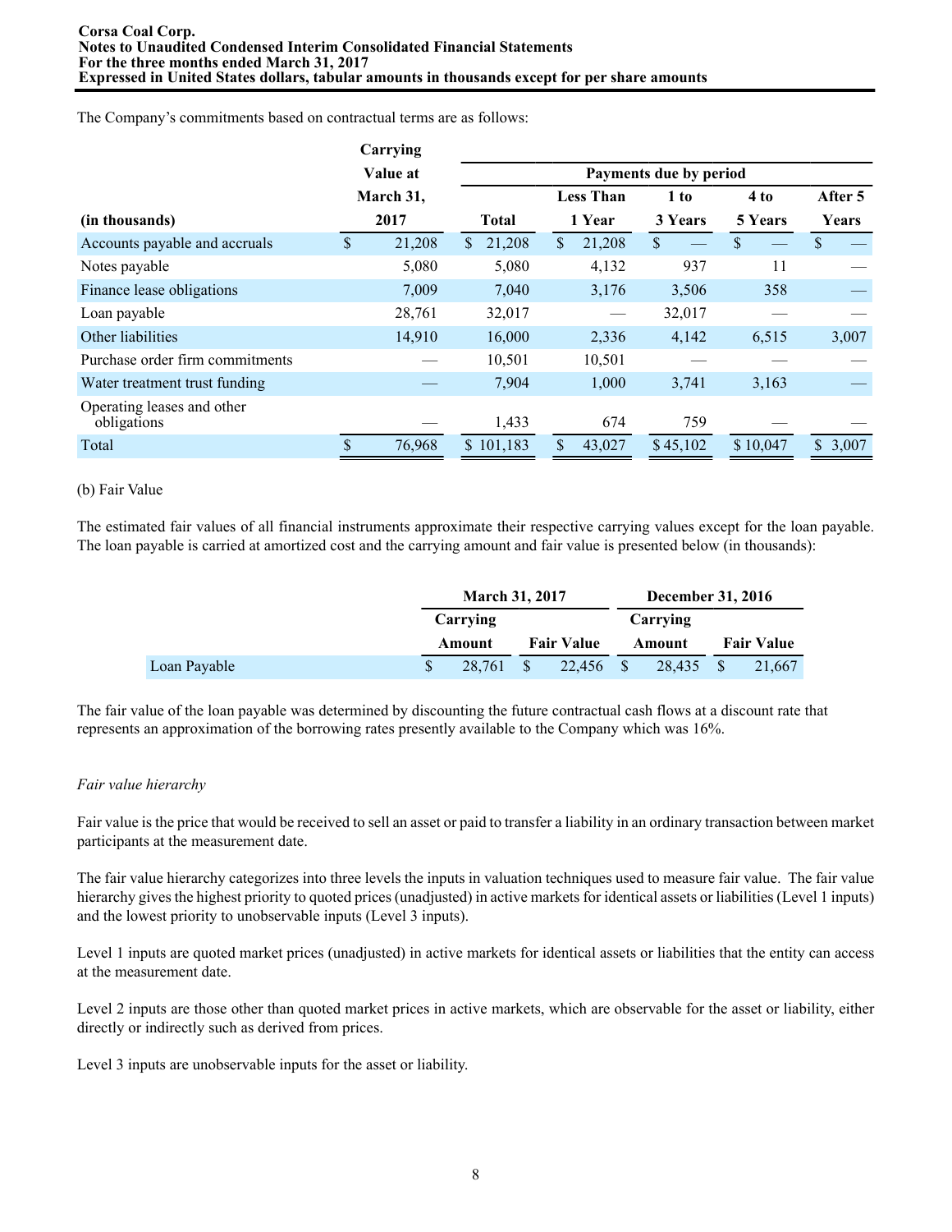The Company's commitments based on contractual terms are as follows:

| (in thousands) | Carrying Value at March 31, 2017 | Payments due by period | | | | |
|---|---|---|---|---|---|---|
| | | Total | Less Than 1 Year | 1 to 3 Years | 4 to 5 Years | After 5 Years |
| Accounts payable and accruals | $ 21,208 | $ 21,208 | $ 21,208 | $ — | $ — | $ — |
| Notes payable | 5,080 | 5,080 | 4,132 | 937 | 11 | — |
| Finance lease obligations | 7,009 | 7,040 | 3,176 | 3,506 | 358 | — |
| Loan payable | 28,761 | 32,017 | — | 32,017 | — | — |
| Other liabilities | 14,910 | 16,000 | 2,336 | 4,142 | 6,515 | 3,007 |
| Purchase order firm commitments | — | 10,501 | 10,501 | — | — | — |
| Water treatment trust funding | — | 7,904 | 1,000 | 3,741 | 3,163 | — |
| Operating leases and other obligations | — | 1,433 | 674 | 759 | — | — |
| Total | $ 76,968 | $ 101,183 | $ 43,027 | $ 45,102 | $ 10,047 | $ 3,007 |

(b) Fair Value

The estimated fair values of all financial instruments approximate their respective carrying values except for the loan payable. The loan payable is carried at amortized cost and the carrying amount and fair value is presented below (in thousands):

| | March 31, 2017 | | December 31, 2016 | |
|---|---|---|---|---|
| | Carrying Amount | Fair Value | Carrying Amount | Fair Value |
| Loan Payable | $ 28,761 | $ 22,456 | $ 28,435 | $ 21,667 |

The fair value of the loan payable was determined by discounting the future contractual cash flows at a discount rate that represents an approximation of the borrowing rates presently available to the Company which was 16%.

*Fair value hierarchy*

Fair value is the price that would be received to sell an asset or paid to transfer a liability in an ordinary transaction between market participants at the measurement date.

The fair value hierarchy categorizes into three levels the inputs in valuation techniques used to measure fair value. The fair value hierarchy gives the highest priority to quoted prices (unadjusted) in active markets for identical assets or liabilities (Level 1 inputs) and the lowest priority to unobservable inputs (Level 3 inputs).

Level 1 inputs are quoted market prices (unadjusted) in active markets for identical assets or liabilities that the entity can access at the measurement date.

Level 2 inputs are those other than quoted market prices in active markets, which are observable for the asset or liability, either directly or indirectly such as derived from prices.

Level 3 inputs are unobservable inputs for the asset or liability.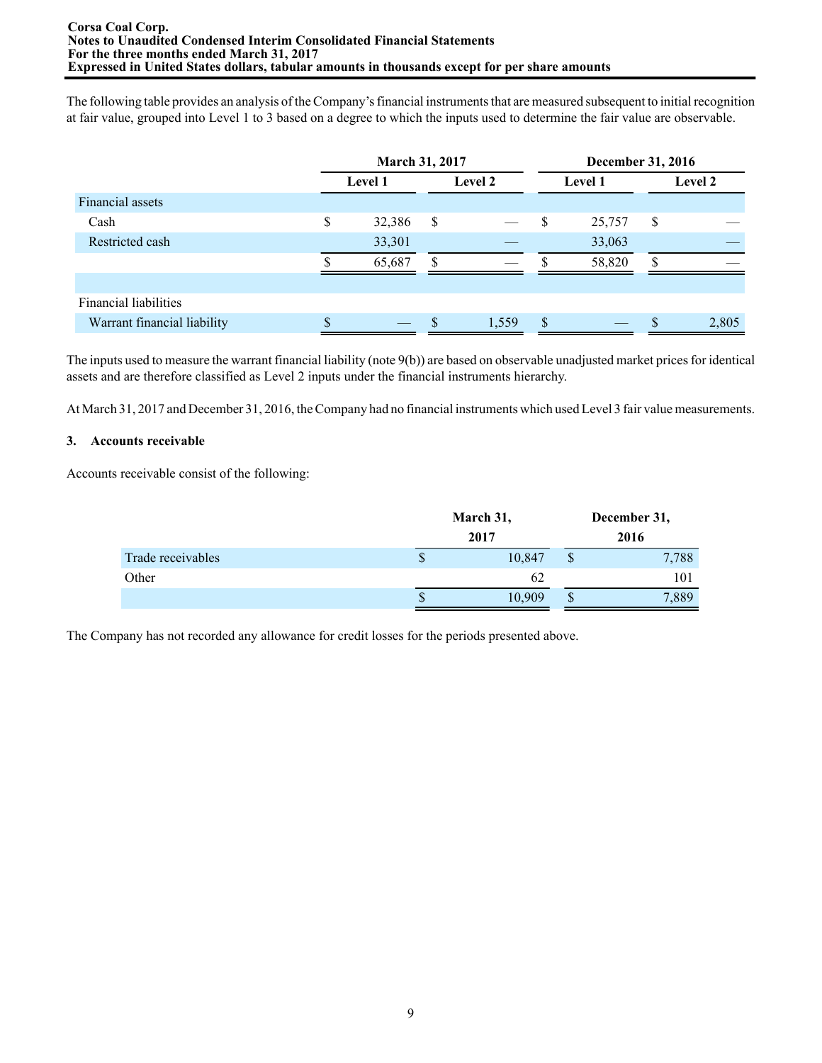The following table provides an analysis of the Company's financial instruments that are measured subsequent to initial recognition at fair value, grouped into Level 1 to 3 based on a degree to which the inputs used to determine the fair value are observable.

| | March 31, 2017 | | December 31, 2016 | |
|---|---|---|---|---|
| | Level 1 | Level 2 | Level 1 | Level 2 |
| Financial assets | | | | |
| Cash | $ 32,386 | $ — | $ 25,757 | $ — |
| Restricted cash | 33,301 | — | 33,063 | — |
| | $ 65,687 | $ — | $ 58,820 | $ — |
| | | | | |
| Financial liabilities | | | | |
| Warrant financial liability | $ — | $ 1,559 | $ — | $ 2,805 |

The inputs used to measure the warrant financial liability (note 9(b)) are based on observable unadjusted market prices for identical assets and are therefore classified as Level 2 inputs under the financial instruments hierarchy.

At March 31, 2017 and December 31, 2016, the Company had no financial instruments which used Level 3 fair value measurements.

**3. Accounts receivable**

Accounts receivable consist of the following:

| | March 31, 2017 | December 31, 2016 |
|---|---|---|
| Trade receivables | $ 10,847 | $ 7,788 |
| Other | 62 | 101 |
| | $ 10,909 | $ 7,889 |

The Company has not recorded any allowance for credit losses for the periods presented above.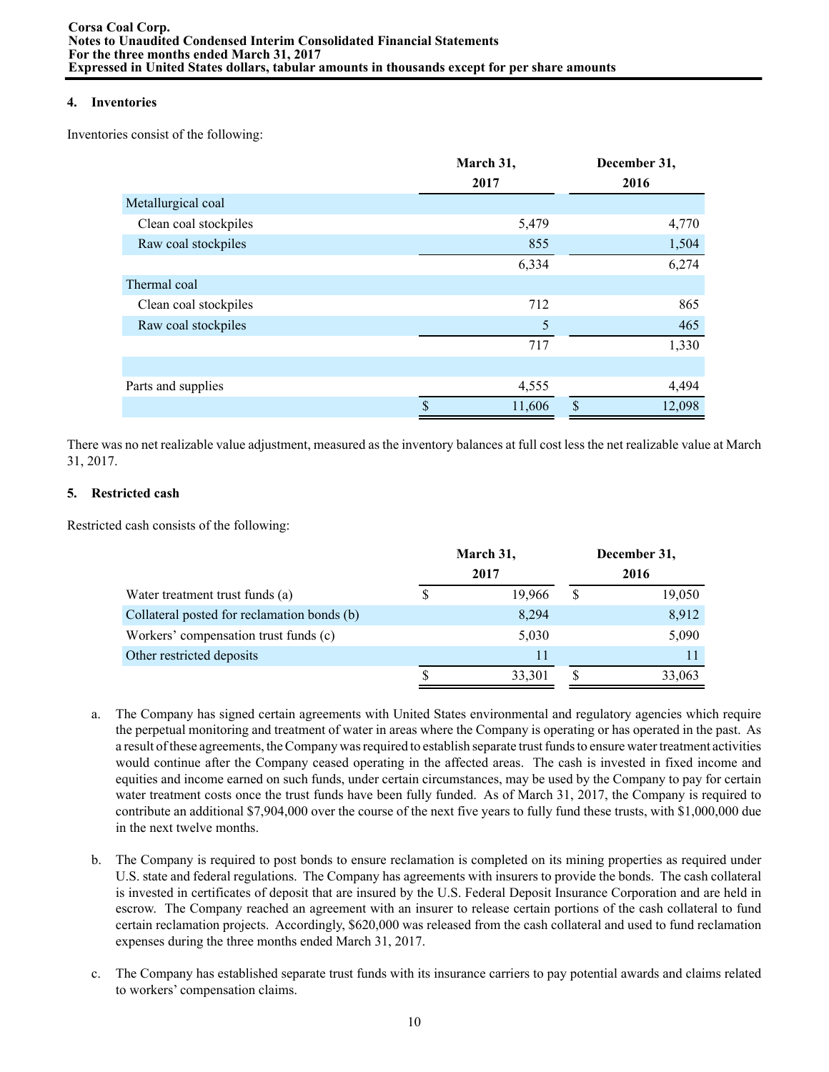## 4. Inventories

Inventories consist of the following:

| | March 31, 2017 | December 31, 2016 |
|---|---|---|
| Metallurgical coal | | |
| Clean coal stockpiles | 5,479 | 4,770 |
| Raw coal stockpiles | 855 | 1,504 |
| | 6,334 | 6,274 |
| Thermal coal | | |
| Clean coal stockpiles | 712 | 865 |
| Raw coal stockpiles | 5 | 465 |
| | 717 | 1,330 |
| | | |
| Parts and supplies | 4,555 | 4,494 |
| | $ 11,606 | $ 12,098 |

There was no net realizable value adjustment, measured as the inventory balances at full cost less the net realizable value at March 31, 2017.

## 5. Restricted cash

Restricted cash consists of the following:

| | March 31, 2017 | December 31, 2016 |
|---|---|---|
| Water treatment trust funds (a) | $ 19,966 | $ 19,050 |
| Collateral posted for reclamation bonds (b) | 8,294 | 8,912 |
| Workers' compensation trust funds (c) | 5,030 | 5,090 |
| Other restricted deposits | 11 | 11 |
| | $ 33,301 | $ 33,063 |

a. The Company has signed certain agreements with United States environmental and regulatory agencies which require the perpetual monitoring and treatment of water in areas where the Company is operating or has operated in the past. As a result of these agreements, the Company was required to establish separate trust funds to ensure water treatment activities would continue after the Company ceased operating in the affected areas. The cash is invested in fixed income and equities and income earned on such funds, under certain circumstances, may be used by the Company to pay for certain water treatment costs once the trust funds have been fully funded. As of March 31, 2017, the Company is required to contribute an additional $7,904,000 over the course of the next five years to fully fund these trusts, with $1,000,000 due in the next twelve months.

b. The Company is required to post bonds to ensure reclamation is completed on its mining properties as required under U.S. state and federal regulations. The Company has agreements with insurers to provide the bonds. The cash collateral is invested in certificates of deposit that are insured by the U.S. Federal Deposit Insurance Corporation and are held in escrow. The Company reached an agreement with an insurer to release certain portions of the cash collateral to fund certain reclamation projects. Accordingly, $620,000 was released from the cash collateral and used to fund reclamation expenses during the three months ended March 31, 2017.

c. The Company has established separate trust funds with its insurance carriers to pay potential awards and claims related to workers' compensation claims.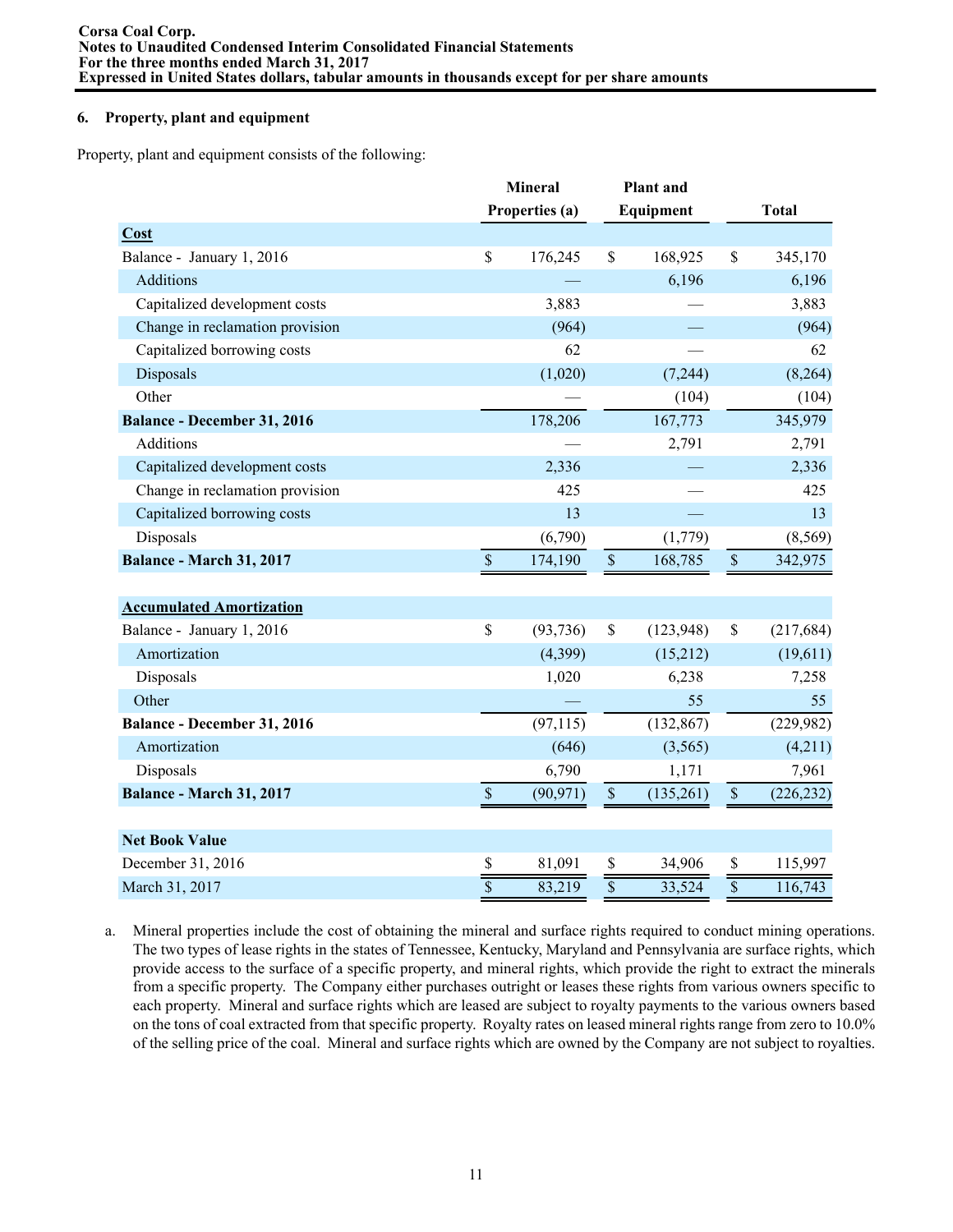## 6. Property, plant and equipment

Property, plant and equipment consists of the following:

| | Mineral Properties (a) | Plant and Equipment | Total |
|---|---|---|---|
| **Cost** | | | |
| Balance - January 1, 2016 | $ 176,245 | $ 168,925 | $ 345,170 |
| Additions | — | 6,196 | 6,196 |
| Capitalized development costs | 3,883 | — | 3,883 |
| Change in reclamation provision | (964) | — | (964) |
| Capitalized borrowing costs | 62 | — | 62 |
| Disposals | (1,020) | (7,244) | (8,264) |
| Other | — | (104) | (104) |
| **Balance - December 31, 2016** | 178,206 | 167,773 | 345,979 |
| Additions | — | 2,791 | 2,791 |
| Capitalized development costs | 2,336 | — | 2,336 |
| Change in reclamation provision | 425 | — | 425 |
| Capitalized borrowing costs | 13 | — | 13 |
| Disposals | (6,790) | (1,779) | (8,569) |
| **Balance - March 31, 2017** | $ 174,190 | $ 168,785 | $ 342,975 |
| | | | |
| **Accumulated Amortization** | | | |
| Balance - January 1, 2016 | $ (93,736) | $ (123,948) | $ (217,684) |
| Amortization | (4,399) | (15,212) | (19,611) |
| Disposals | 1,020 | 6,238 | 7,258 |
| Other | — | 55 | 55 |
| **Balance - December 31, 2016** | (97,115) | (132,867) | (229,982) |
| Amortization | (646) | (3,565) | (4,211) |
| Disposals | 6,790 | 1,171 | 7,961 |
| **Balance - March 31, 2017** | $ (90,971) | $ (135,261) | $ (226,232) |
| | | | |
| **Net Book Value** | | | |
| December 31, 2016 | $ 81,091 | $ 34,906 | $ 115,997 |
| March 31, 2017 | $ 83,219 | $ 33,524 | $ 116,743 |

a. Mineral properties include the cost of obtaining the mineral and surface rights required to conduct mining operations. The two types of lease rights in the states of Tennessee, Kentucky, Maryland and Pennsylvania are surface rights, which provide access to the surface of a specific property, and mineral rights, which provide the right to extract the minerals from a specific property. The Company either purchases outright or leases these rights from various owners specific to each property. Mineral and surface rights which are leased are subject to royalty payments to the various owners based on the tons of coal extracted from that specific property. Royalty rates on leased mineral rights range from zero to 10.0% of the selling price of the coal. Mineral and surface rights which are owned by the Company are not subject to royalties.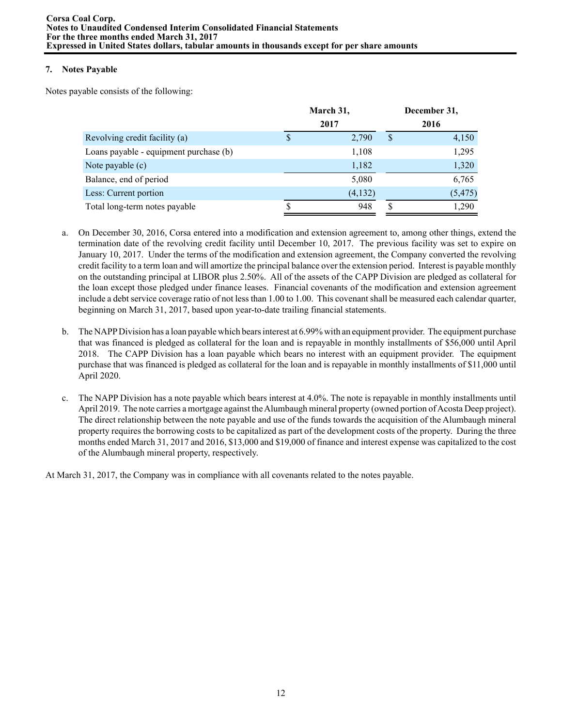## 7. Notes Payable

Notes payable consists of the following:

| | March 31, 2017 | December 31, 2016 |
|---|---|---|
| Revolving credit facility (a) | $ 2,790 | $ 4,150 |
| Loans payable - equipment purchase (b) | 1,108 | 1,295 |
| Note payable (c) | 1,182 | 1,320 |
| Balance, end of period | 5,080 | 6,765 |
| Less: Current portion | (4,132) | (5,475) |
| Total long-term notes payable | $ 948 | $ 1,290 |

a. On December 30, 2016, Corsa entered into a modification and extension agreement to, among other things, extend the termination date of the revolving credit facility until December 10, 2017. The previous facility was set to expire on January 10, 2017. Under the terms of the modification and extension agreement, the Company converted the revolving credit facility to a term loan and will amortize the principal balance over the extension period. Interest is payable monthly on the outstanding principal at LIBOR plus 2.50%. All of the assets of the CAPP Division are pledged as collateral for the loan except those pledged under finance leases. Financial covenants of the modification and extension agreement include a debt service coverage ratio of not less than 1.00 to 1.00. This covenant shall be measured each calendar quarter, beginning on March 31, 2017, based upon year-to-date trailing financial statements.

b. The NAPP Division has a loan payable which bears interest at 6.99% with an equipment provider. The equipment purchase that was financed is pledged as collateral for the loan and is repayable in monthly installments of $56,000 until April 2018. The CAPP Division has a loan payable which bears no interest with an equipment provider. The equipment purchase that was financed is pledged as collateral for the loan and is repayable in monthly installments of $11,000 until April 2020.

c. The NAPP Division has a note payable which bears interest at 4.0%. The note is repayable in monthly installments until April 2019. The note carries a mortgage against the Alumbaugh mineral property (owned portion of Acosta Deep project). The direct relationship between the note payable and use of the funds towards the acquisition of the Alumbaugh mineral property requires the borrowing costs to be capitalized as part of the development costs of the property. During the three months ended March 31, 2017 and 2016, $13,000 and $19,000 of finance and interest expense was capitalized to the cost of the Alumbaugh mineral property, respectively.

At March 31, 2017, the Company was in compliance with all covenants related to the notes payable.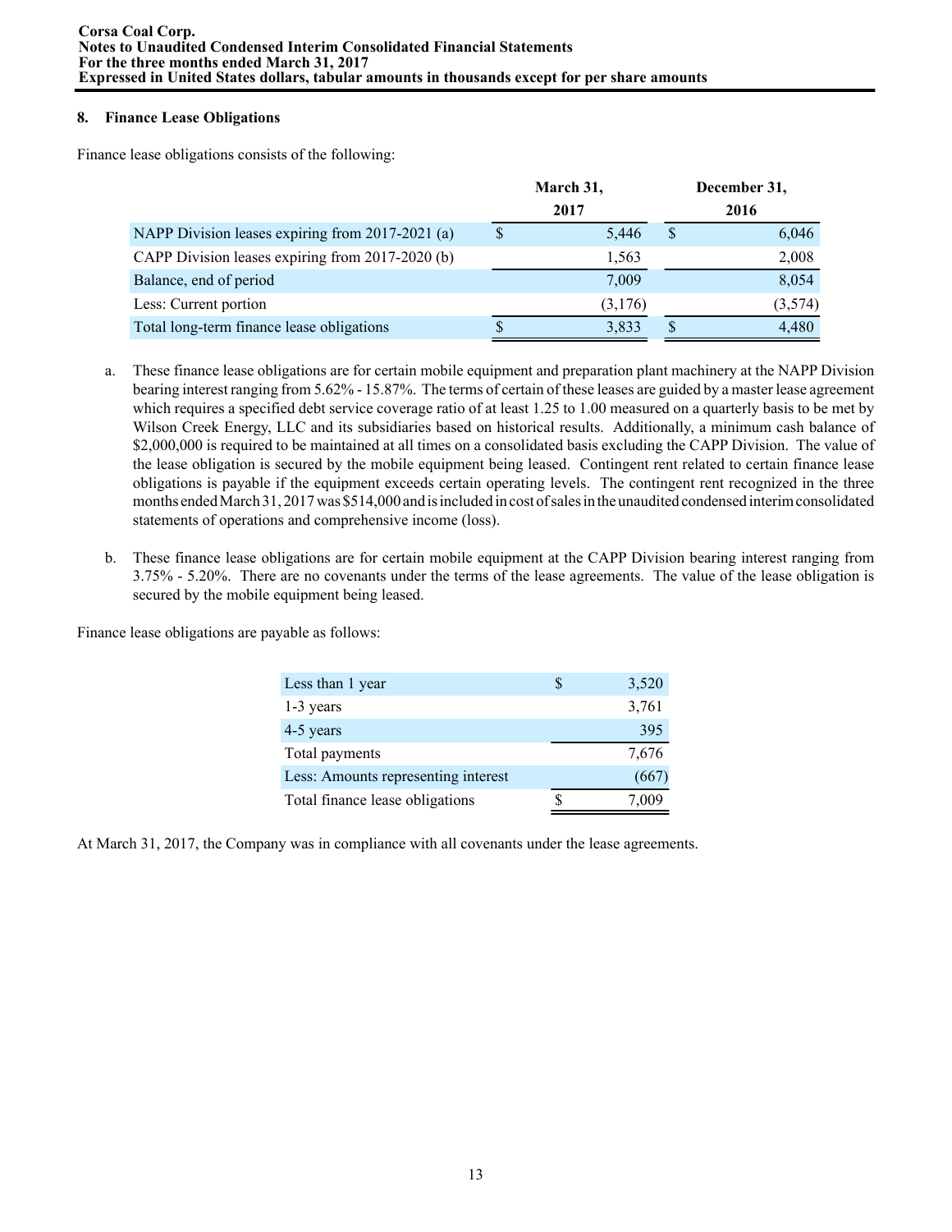## 8. Finance Lease Obligations

Finance lease obligations consists of the following:

| | March 31, 2017 | December 31, 2016 |
|---|---|---|
| NAPP Division leases expiring from 2017-2021 (a) | $ 5,446 | $ 6,046 |
| CAPP Division leases expiring from 2017-2020 (b) | 1,563 | 2,008 |
| Balance, end of period | 7,009 | 8,054 |
| Less: Current portion | (3,176) | (3,574) |
| Total long-term finance lease obligations | $ 3,833 | $ 4,480 |

a. These finance lease obligations are for certain mobile equipment and preparation plant machinery at the NAPP Division bearing interest ranging from 5.62% - 15.87%. The terms of certain of these leases are guided by a master lease agreement which requires a specified debt service coverage ratio of at least 1.25 to 1.00 measured on a quarterly basis to be met by Wilson Creek Energy, LLC and its subsidiaries based on historical results. Additionally, a minimum cash balance of $2,000,000 is required to be maintained at all times on a consolidated basis excluding the CAPP Division. The value of the lease obligation is secured by the mobile equipment being leased. Contingent rent related to certain finance lease obligations is payable if the equipment exceeds certain operating levels. The contingent rent recognized in the three months ended March 31, 2017 was $514,000 and is included in cost of sales in the unaudited condensed interim consolidated statements of operations and comprehensive income (loss).

b. These finance lease obligations are for certain mobile equipment at the CAPP Division bearing interest ranging from 3.75% - 5.20%. There are no covenants under the terms of the lease agreements. The value of the lease obligation is secured by the mobile equipment being leased.

Finance lease obligations are payable as follows:

| | |
|---|---|
| Less than 1 year | $ 3,520 |
| 1-3 years | 3,761 |
| 4-5 years | 395 |
| Total payments | 7,676 |
| Less: Amounts representing interest | (667) |
| Total finance lease obligations | $ 7,009 |

At March 31, 2017, the Company was in compliance with all covenants under the lease agreements.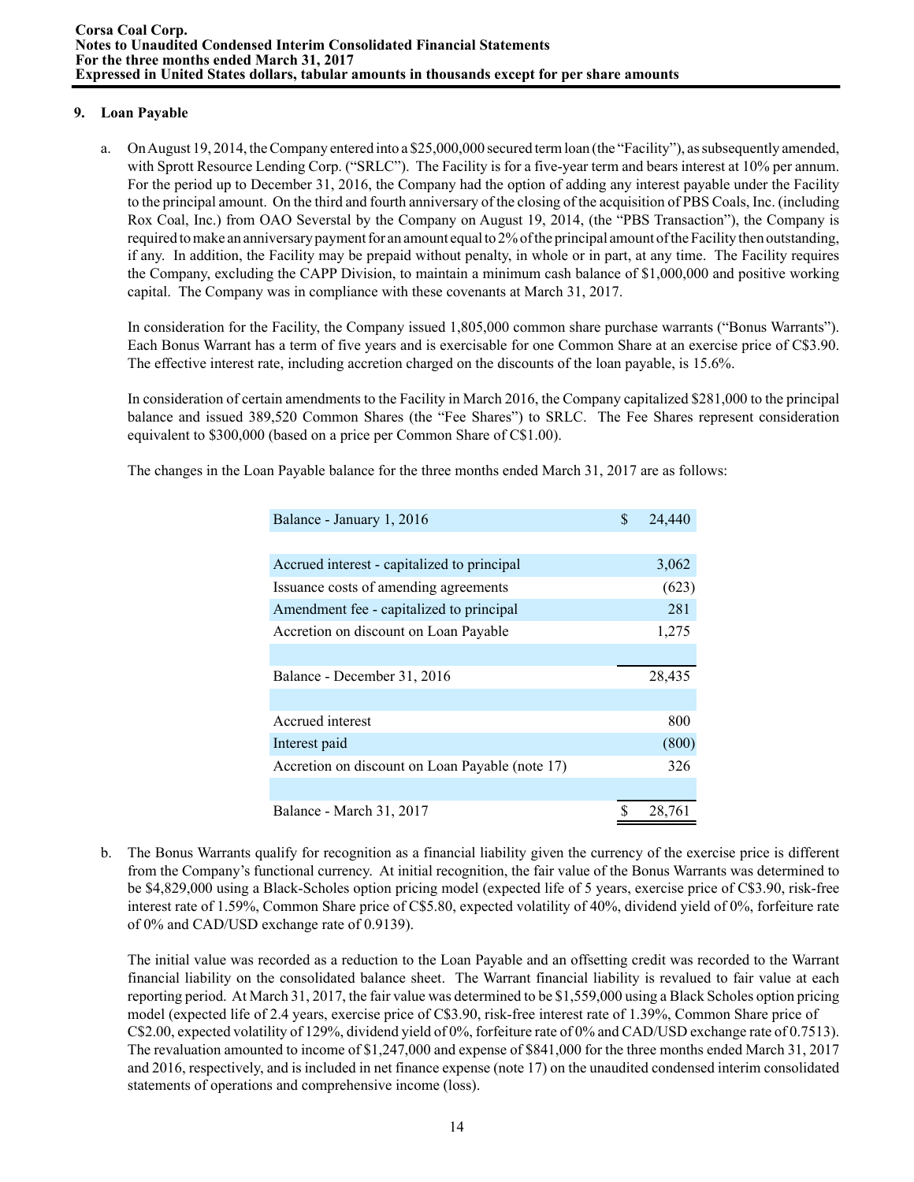## 9. Loan Payable

a. On August 19, 2014, the Company entered into a $25,000,000 secured term loan (the "Facility"), as subsequently amended, with Sprott Resource Lending Corp. ("SRLC"). The Facility is for a five-year term and bears interest at 10% per annum. For the period up to December 31, 2016, the Company had the option of adding any interest payable under the Facility to the principal amount. On the third and fourth anniversary of the closing of the acquisition of PBS Coals, Inc. (including Rox Coal, Inc.) from OAO Severstal by the Company on August 19, 2014, (the "PBS Transaction"), the Company is required to make an anniversary payment for an amount equal to 2% of the principal amount of the Facility then outstanding, if any. In addition, the Facility may be prepaid without penalty, in whole or in part, at any time. The Facility requires the Company, excluding the CAPP Division, to maintain a minimum cash balance of $1,000,000 and positive working capital. The Company was in compliance with these covenants at March 31, 2017.

In consideration for the Facility, the Company issued 1,805,000 common share purchase warrants ("Bonus Warrants"). Each Bonus Warrant has a term of five years and is exercisable for one Common Share at an exercise price of C$3.90. The effective interest rate, including accretion charged on the discounts of the loan payable, is 15.6%.

In consideration of certain amendments to the Facility in March 2016, the Company capitalized $281,000 to the principal balance and issued 389,520 Common Shares (the "Fee Shares") to SRLC. The Fee Shares represent consideration equivalent to $300,000 (based on a price per Common Share of C$1.00).

The changes in the Loan Payable balance for the three months ended March 31, 2017 are as follows:

| | |
|---|---|
| Balance - January 1, 2016 | $ 24,440 |
| | |
| Accrued interest - capitalized to principal | 3,062 |
| Issuance costs of amending agreements | (623) |
| Amendment fee - capitalized to principal | 281 |
| Accretion on discount on Loan Payable | 1,275 |
| | |
| Balance - December 31, 2016 | 28,435 |
| | |
| Accrued interest | 800 |
| Interest paid | (800) |
| Accretion on discount on Loan Payable (note 17) | 326 |
| | |
| Balance - March 31, 2017 | $ 28,761 |

b. The Bonus Warrants qualify for recognition as a financial liability given the currency of the exercise price is different from the Company's functional currency. At initial recognition, the fair value of the Bonus Warrants was determined to be $4,829,000 using a Black-Scholes option pricing model (expected life of 5 years, exercise price of C$3.90, risk-free interest rate of 1.59%, Common Share price of C$5.80, expected volatility of 40%, dividend yield of 0%, forfeiture rate of 0% and CAD/USD exchange rate of 0.9139).

The initial value was recorded as a reduction to the Loan Payable and an offsetting credit was recorded to the Warrant financial liability on the consolidated balance sheet. The Warrant financial liability is revalued to fair value at each reporting period. At March 31, 2017, the fair value was determined to be $1,559,000 using a Black Scholes option pricing model (expected life of 2.4 years, exercise price of C$3.90, risk-free interest rate of 1.39%, Common Share price of C$2.00, expected volatility of 129%, dividend yield of 0%, forfeiture rate of 0% and CAD/USD exchange rate of 0.7513). The revaluation amounted to income of $1,247,000 and expense of $841,000 for the three months ended March 31, 2017 and 2016, respectively, and is included in net finance expense (note 17) on the unaudited condensed interim consolidated statements of operations and comprehensive income (loss).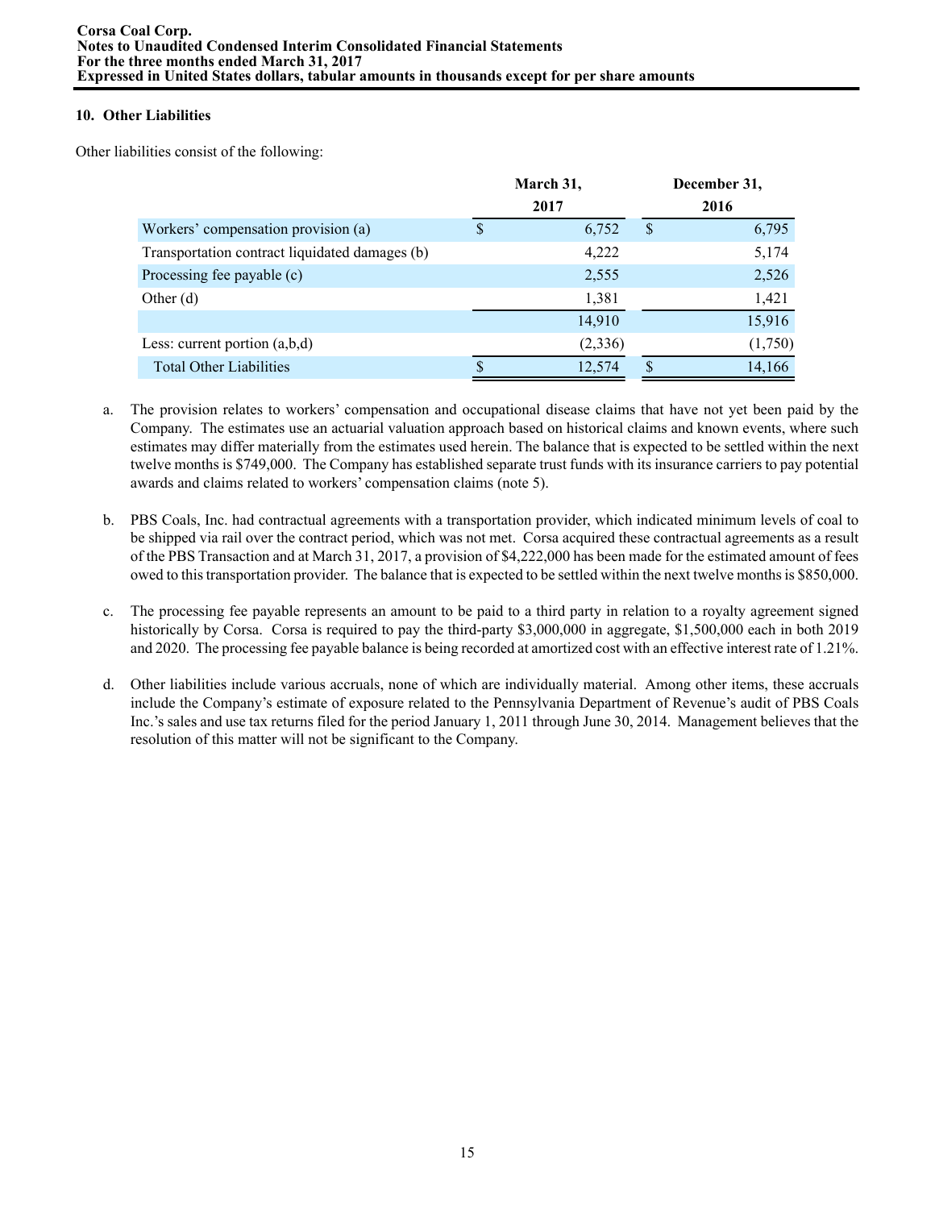## 10. Other Liabilities

Other liabilities consist of the following:

| | March 31, 2017 | December 31, 2016 |
|---|---|---|
| Workers' compensation provision (a) | $ 6,752 | $ 6,795 |
| Transportation contract liquidated damages (b) | 4,222 | 5,174 |
| Processing fee payable (c) | 2,555 | 2,526 |
| Other (d) | 1,381 | 1,421 |
| | 14,910 | 15,916 |
| Less: current portion (a,b,d) | (2,336) | (1,750) |
| Total Other Liabilities | $ 12,574 | $ 14,166 |

a. The provision relates to workers' compensation and occupational disease claims that have not yet been paid by the Company. The estimates use an actuarial valuation approach based on historical claims and known events, where such estimates may differ materially from the estimates used herein. The balance that is expected to be settled within the next twelve months is $749,000. The Company has established separate trust funds with its insurance carriers to pay potential awards and claims related to workers' compensation claims (note 5).

b. PBS Coals, Inc. had contractual agreements with a transportation provider, which indicated minimum levels of coal to be shipped via rail over the contract period, which was not met. Corsa acquired these contractual agreements as a result of the PBS Transaction and at March 31, 2017, a provision of $4,222,000 has been made for the estimated amount of fees owed to this transportation provider. The balance that is expected to be settled within the next twelve months is $850,000.

c. The processing fee payable represents an amount to be paid to a third party in relation to a royalty agreement signed historically by Corsa. Corsa is required to pay the third-party $3,000,000 in aggregate, $1,500,000 each in both 2019 and 2020. The processing fee payable balance is being recorded at amortized cost with an effective interest rate of 1.21%.

d. Other liabilities include various accruals, none of which are individually material. Among other items, these accruals include the Company's estimate of exposure related to the Pennsylvania Department of Revenue's audit of PBS Coals Inc.'s sales and use tax returns filed for the period January 1, 2011 through June 30, 2014. Management believes that the resolution of this matter will not be significant to the Company.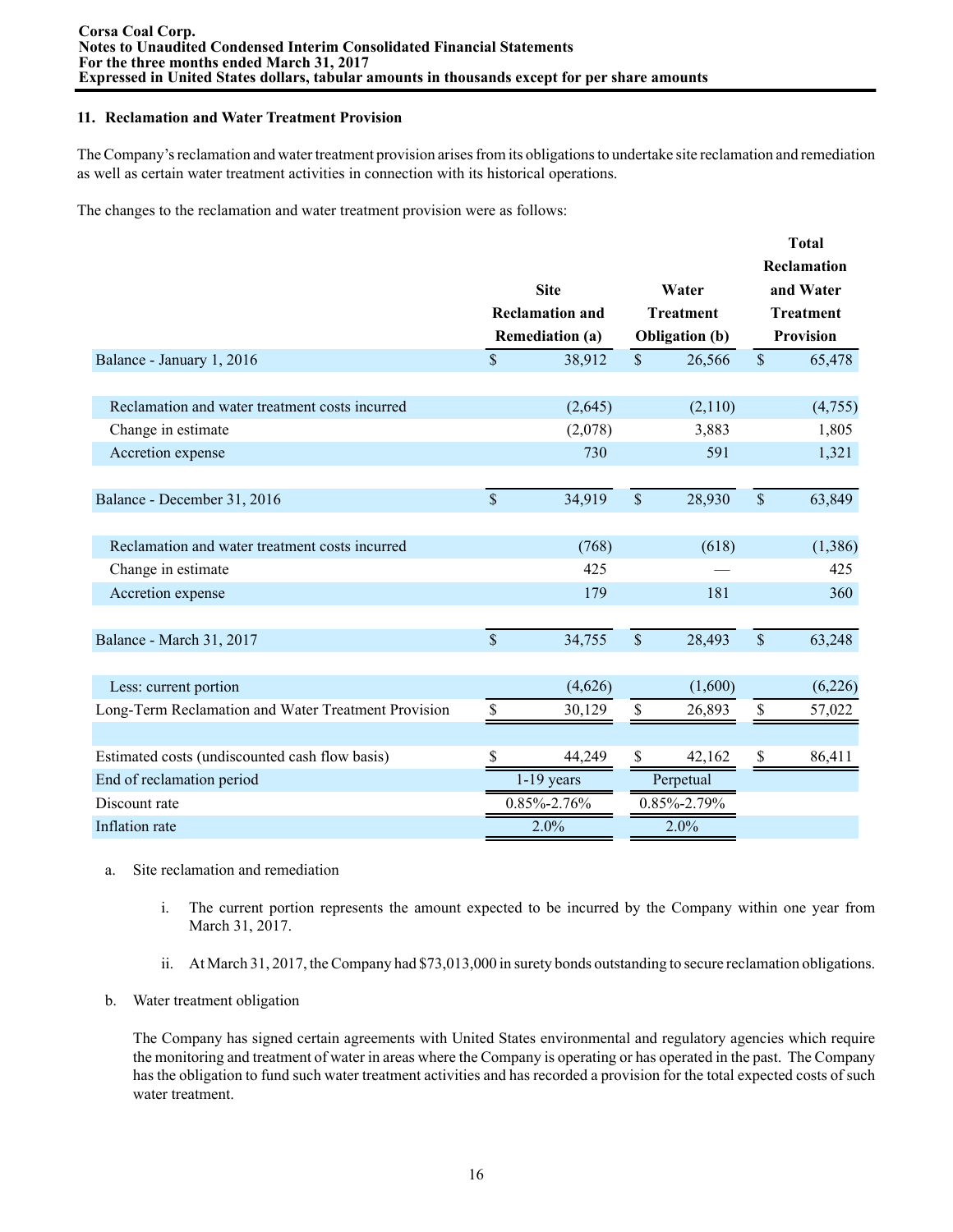## 11. Reclamation and Water Treatment Provision

The Company's reclamation and water treatment provision arises from its obligations to undertake site reclamation and remediation as well as certain water treatment activities in connection with its historical operations.

The changes to the reclamation and water treatment provision were as follows:

| | Site Reclamation and Remediation (a) | Water Treatment Obligation (b) | Total Reclamation and Water Treatment Provision |
|---|---|---|---|
| Balance - January 1, 2016 | $ 38,912 | $ 26,566 | $ 65,478 |
| | | | |
| Reclamation and water treatment costs incurred | (2,645) | (2,110) | (4,755) |
| Change in estimate | (2,078) | 3,883 | 1,805 |
| Accretion expense | 730 | 591 | 1,321 |
| | | | |
| Balance - December 31, 2016 | $ 34,919 | $ 28,930 | $ 63,849 |
| | | | |
| Reclamation and water treatment costs incurred | (768) | (618) | (1,386) |
| Change in estimate | 425 | — | 425 |
| Accretion expense | 179 | 181 | 360 |
| | | | |
| Balance - March 31, 2017 | $ 34,755 | $ 28,493 | $ 63,248 |
| | | | |
| Less: current portion | (4,626) | (1,600) | (6,226) |
| Long-Term Reclamation and Water Treatment Provision | $ 30,129 | $ 26,893 | $ 57,022 |
| | | | |
| Estimated costs (undiscounted cash flow basis) | $ 44,249 | $ 42,162 | $ 86,411 |
| End of reclamation period | 1-19 years | Perpetual | |
| Discount rate | 0.85%-2.76% | 0.85%-2.79% | |
| Inflation rate | 2.0% | 2.0% | |

a. Site reclamation and remediation

   i. The current portion represents the amount expected to be incurred by the Company within one year from March 31, 2017.

   ii. At March 31, 2017, the Company had $73,013,000 in surety bonds outstanding to secure reclamation obligations.

b. Water treatment obligation

   The Company has signed certain agreements with United States environmental and regulatory agencies which require the monitoring and treatment of water in areas where the Company is operating or has operated in the past. The Company has the obligation to fund such water treatment activities and has recorded a provision for the total expected costs of such water treatment.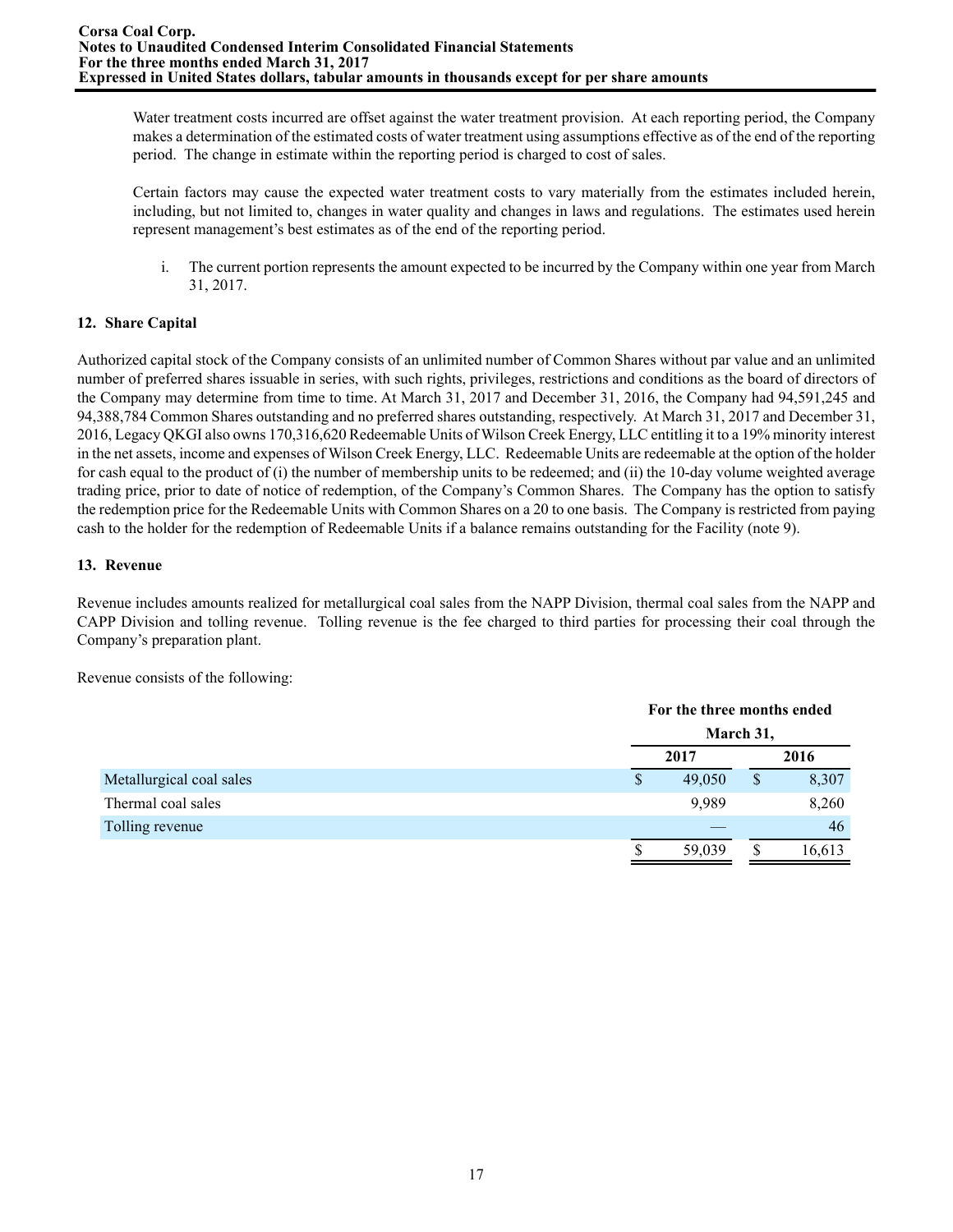Water treatment costs incurred are offset against the water treatment provision. At each reporting period, the Company makes a determination of the estimated costs of water treatment using assumptions effective as of the end of the reporting period. The change in estimate within the reporting period is charged to cost of sales.

Certain factors may cause the expected water treatment costs to vary materially from the estimates included herein, including, but not limited to, changes in water quality and changes in laws and regulations. The estimates used herein represent management's best estimates as of the end of the reporting period.

i. The current portion represents the amount expected to be incurred by the Company within one year from March 31, 2017.

## 12. Share Capital

Authorized capital stock of the Company consists of an unlimited number of Common Shares without par value and an unlimited number of preferred shares issuable in series, with such rights, privileges, restrictions and conditions as the board of directors of the Company may determine from time to time. At March 31, 2017 and December 31, 2016, the Company had 94,591,245 and 94,388,784 Common Shares outstanding and no preferred shares outstanding, respectively. At March 31, 2017 and December 31, 2016, Legacy QKGI also owns 170,316,620 Redeemable Units of Wilson Creek Energy, LLC entitling it to a 19% minority interest in the net assets, income and expenses of Wilson Creek Energy, LLC. Redeemable Units are redeemable at the option of the holder for cash equal to the product of (i) the number of membership units to be redeemed; and (ii) the 10-day volume weighted average trading price, prior to date of notice of redemption, of the Company's Common Shares. The Company has the option to satisfy the redemption price for the Redeemable Units with Common Shares on a 20 to one basis. The Company is restricted from paying cash to the holder for the redemption of Redeemable Units if a balance remains outstanding for the Facility (note 9).

## 13. Revenue

Revenue includes amounts realized for metallurgical coal sales from the NAPP Division, thermal coal sales from the NAPP and CAPP Division and tolling revenue. Tolling revenue is the fee charged to third parties for processing their coal through the Company's preparation plant.

Revenue consists of the following:

| | For the three months ended March 31, | |
|---|---|---|
| | 2017 | 2016 |
| Metallurgical coal sales | $ 49,050 | $ 8,307 |
| Thermal coal sales | 9,989 | 8,260 |
| Tolling revenue | — | 46 |
| | $ 59,039 | $ 16,613 |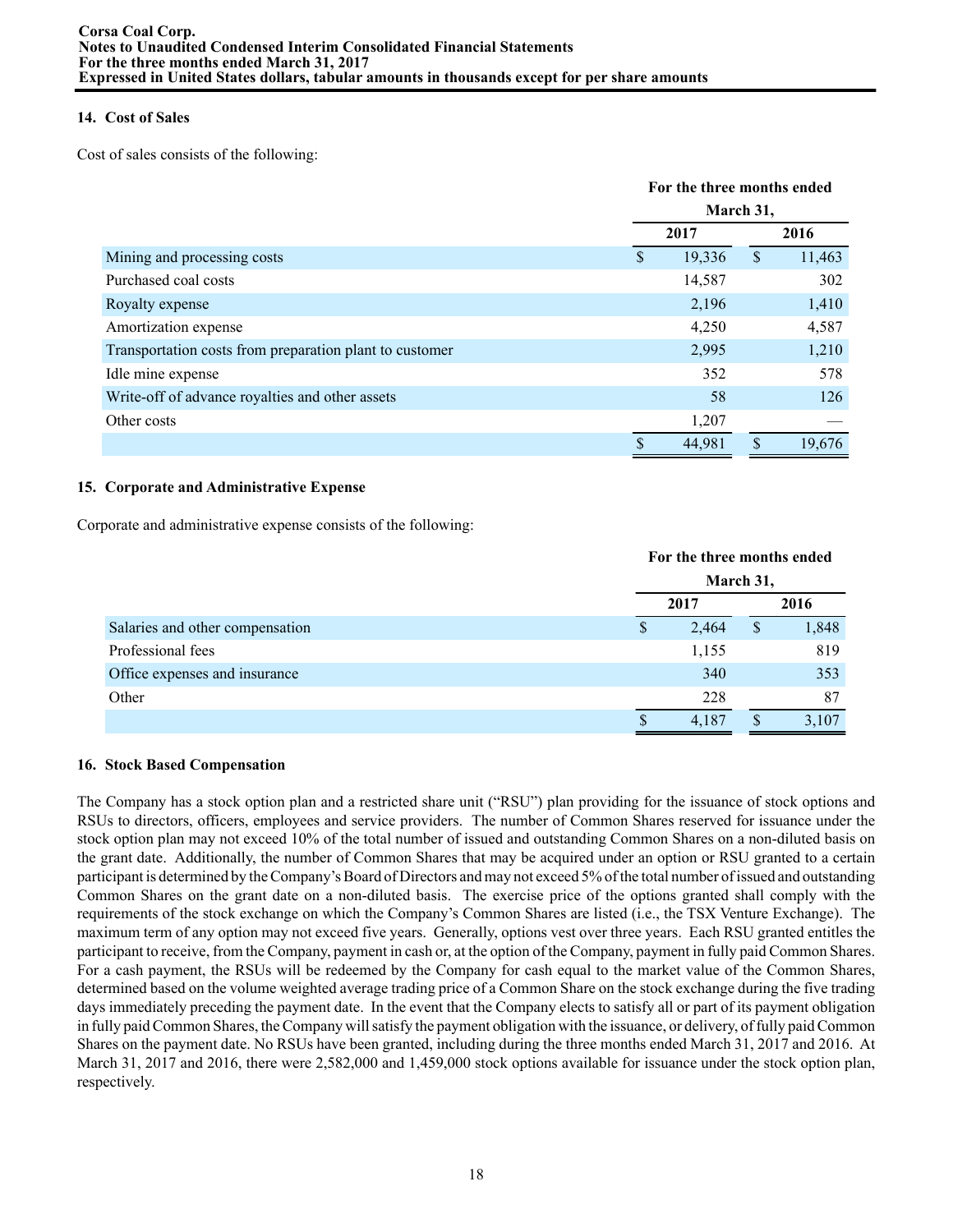### 14. Cost of Sales

Cost of sales consists of the following:

| | For the three months ended March 31, | |
|---|---|---|
| | 2017 | 2016 |
| Mining and processing costs | $ 19,336 | $ 11,463 |
| Purchased coal costs | 14,587 | 302 |
| Royalty expense | 2,196 | 1,410 |
| Amortization expense | 4,250 | 4,587 |
| Transportation costs from preparation plant to customer | 2,995 | 1,210 |
| Idle mine expense | 352 | 578 |
| Write-off of advance royalties and other assets | 58 | 126 |
| Other costs | 1,207 | — |
| | $ 44,981 | $ 19,676 |

### 15. Corporate and Administrative Expense

Corporate and administrative expense consists of the following:

| | For the three months ended March 31, | |
|---|---|---|
| | 2017 | 2016 |
| Salaries and other compensation | $ 2,464 | $ 1,848 |
| Professional fees | 1,155 | 819 |
| Office expenses and insurance | 340 | 353 |
| Other | 228 | 87 |
| | $ 4,187 | $ 3,107 |

### 16. Stock Based Compensation

The Company has a stock option plan and a restricted share unit ("RSU") plan providing for the issuance of stock options and RSUs to directors, officers, employees and service providers. The number of Common Shares reserved for issuance under the stock option plan may not exceed 10% of the total number of issued and outstanding Common Shares on a non-diluted basis on the grant date. Additionally, the number of Common Shares that may be acquired under an option or RSU granted to a certain participant is determined by the Company's Board of Directors and may not exceed 5% of the total number of issued and outstanding Common Shares on the grant date on a non-diluted basis. The exercise price of the options granted shall comply with the requirements of the stock exchange on which the Company's Common Shares are listed (i.e., the TSX Venture Exchange). The maximum term of any option may not exceed five years. Generally, options vest over three years. Each RSU granted entitles the participant to receive, from the Company, payment in cash or, at the option of the Company, payment in fully paid Common Shares. For a cash payment, the RSUs will be redeemed by the Company for cash equal to the market value of the Common Shares, determined based on the volume weighted average trading price of a Common Share on the stock exchange during the five trading days immediately preceding the payment date. In the event that the Company elects to satisfy all or part of its payment obligation in fully paid Common Shares, the Company will satisfy the payment obligation with the issuance, or delivery, of fully paid Common Shares on the payment date. No RSUs have been granted, including during the three months ended March 31, 2017 and 2016. At March 31, 2017 and 2016, there were 2,582,000 and 1,459,000 stock options available for issuance under the stock option plan, respectively.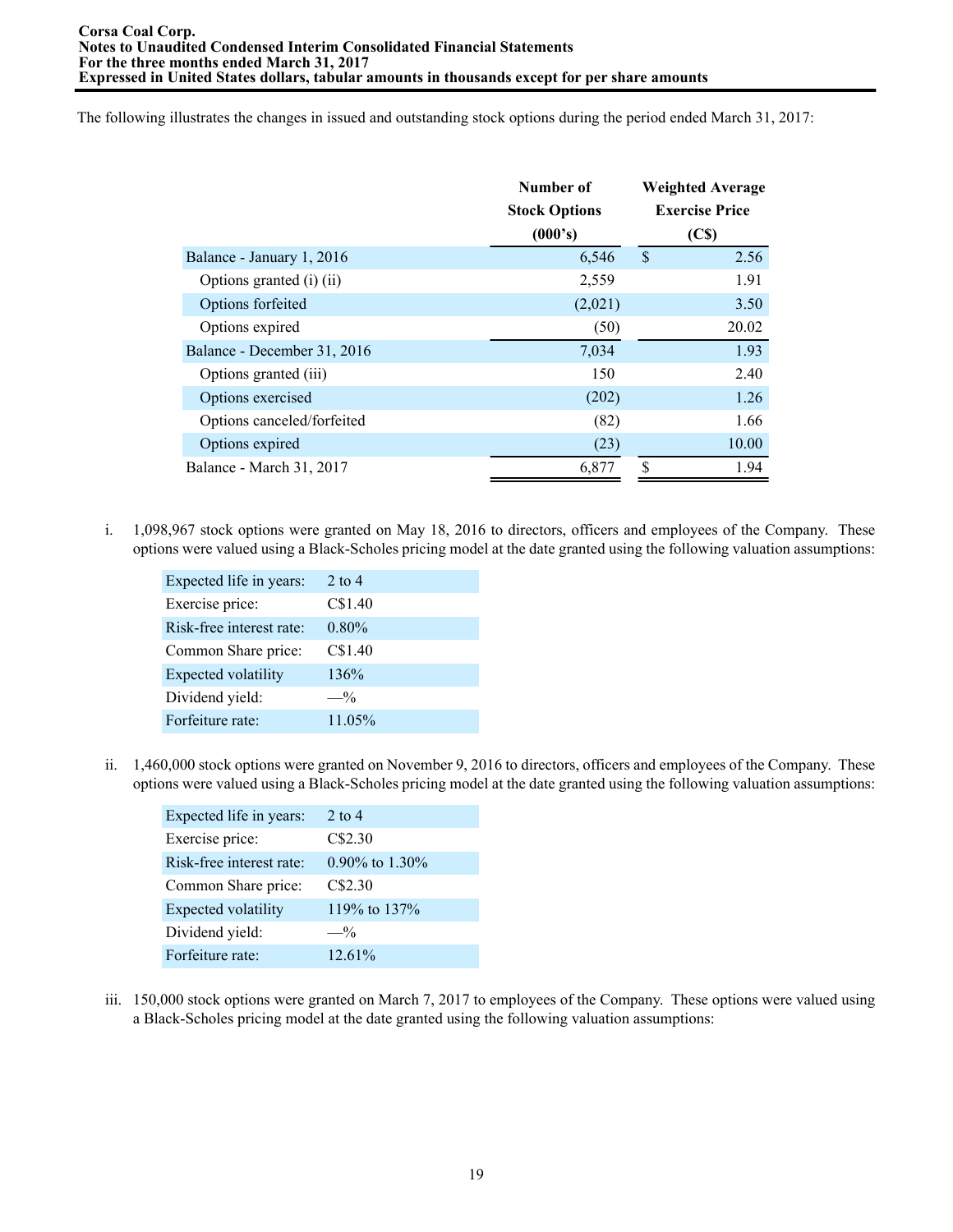The following illustrates the changes in issued and outstanding stock options during the period ended March 31, 2017:

| | Number of Stock Options (000's) | Weighted Average Exercise Price (C$) |
|---|---|---|
| Balance - January 1, 2016 | 6,546 | $ 2.56 |
| Options granted (i) (ii) | 2,559 | 1.91 |
| Options forfeited | (2,021) | 3.50 |
| Options expired | (50) | 20.02 |
| Balance - December 31, 2016 | 7,034 | 1.93 |
| Options granted (iii) | 150 | 2.40 |
| Options exercised | (202) | 1.26 |
| Options canceled/forfeited | (82) | 1.66 |
| Options expired | (23) | 10.00 |
| Balance - March 31, 2017 | 6,877 | $ 1.94 |

i. 1,098,967 stock options were granted on May 18, 2016 to directors, officers and employees of the Company. These options were valued using a Black-Scholes pricing model at the date granted using the following valuation assumptions:

| | |
|---|---|
| Expected life in years: | 2 to 4 |
| Exercise price: | C$1.40 |
| Risk-free interest rate: | 0.80% |
| Common Share price: | C$1.40 |
| Expected volatility | 136% |
| Dividend yield: | —% |
| Forfeiture rate: | 11.05% |

ii. 1,460,000 stock options were granted on November 9, 2016 to directors, officers and employees of the Company. These options were valued using a Black-Scholes pricing model at the date granted using the following valuation assumptions:

| | |
|---|---|
| Expected life in years: | 2 to 4 |
| Exercise price: | C$2.30 |
| Risk-free interest rate: | 0.90% to 1.30% |
| Common Share price: | C$2.30 |
| Expected volatility | 119% to 137% |
| Dividend yield: | —% |
| Forfeiture rate: | 12.61% |

iii. 150,000 stock options were granted on March 7, 2017 to employees of the Company. These options were valued using a Black-Scholes pricing model at the date granted using the following valuation assumptions: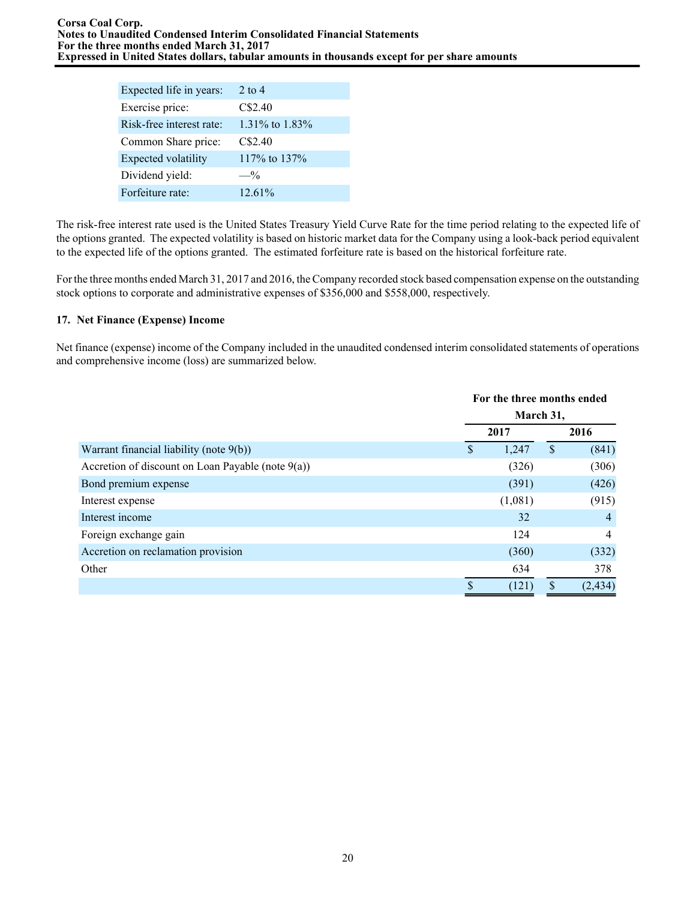| Expected life in years: | 2 to 4 |
| --- | --- |
| Exercise price: | C$2.40 |
| Risk-free interest rate: | 1.31% to 1.83% |
| Common Share price: | C$2.40 |
| Expected volatility | 117% to 137% |
| Dividend yield: | —% |
| Forfeiture rate: | 12.61% |

The risk-free interest rate used is the United States Treasury Yield Curve Rate for the time period relating to the expected life of the options granted. The expected volatility is based on historic market data for the Company using a look-back period equivalent to the expected life of the options granted. The estimated forfeiture rate is based on the historical forfeiture rate.

For the three months ended March 31, 2017 and 2016, the Company recorded stock based compensation expense on the outstanding stock options to corporate and administrative expenses of $356,000 and $558,000, respectively.

### 17. Net Finance (Expense) Income

Net finance (expense) income of the Company included in the unaudited condensed interim consolidated statements of operations and comprehensive income (loss) are summarized below.

| | For the three months ended March 31, | |
| --- | --- | --- |
| | 2017 | 2016 |
| Warrant financial liability (note 9(b)) | $ 1,247 | $ (841) |
| Accretion of discount on Loan Payable (note 9(a)) | (326) | (306) |
| Bond premium expense | (391) | (426) |
| Interest expense | (1,081) | (915) |
| Interest income | 32 | 4 |
| Foreign exchange gain | 124 | 4 |
| Accretion on reclamation provision | (360) | (332) |
| Other | 634 | 378 |
| | $ (121) | $ (2,434) |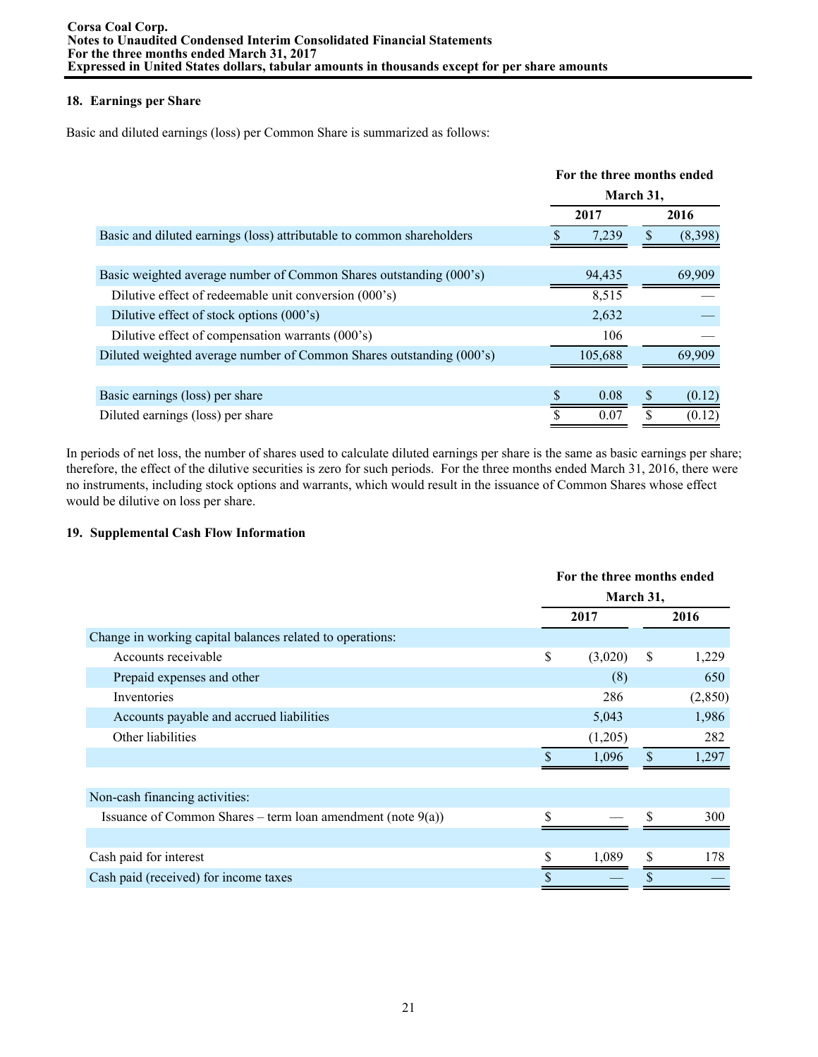## 18. Earnings per Share

Basic and diluted earnings (loss) per Common Share is summarized as follows:

| | For the three months ended March 31, | |
|---|---|---|
| | 2017 | 2016 |
| Basic and diluted earnings (loss) attributable to common shareholders | $ 7,239 | $ (8,398) |
| | | |
| Basic weighted average number of Common Shares outstanding (000's) | 94,435 | 69,909 |
| Dilutive effect of redeemable unit conversion (000's) | 8,515 | — |
| Dilutive effect of stock options (000's) | 2,632 | — |
| Dilutive effect of compensation warrants (000's) | 106 | — |
| Diluted weighted average number of Common Shares outstanding (000's) | 105,688 | 69,909 |
| | | |
| Basic earnings (loss) per share | $ 0.08 | $ (0.12) |
| Diluted earnings (loss) per share | $ 0.07 | $ (0.12) |

In periods of net loss, the number of shares used to calculate diluted earnings per share is the same as basic earnings per share; therefore, the effect of the dilutive securities is zero for such periods. For the three months ended March 31, 2016, there were no instruments, including stock options and warrants, which would result in the issuance of Common Shares whose effect would be dilutive on loss per share.

## 19. Supplemental Cash Flow Information

| | For the three months ended March 31, | |
|---|---|---|
| | 2017 | 2016 |
| Change in working capital balances related to operations: | | |
| Accounts receivable | $ (3,020) | $ 1,229 |
| Prepaid expenses and other | (8) | 650 |
| Inventories | 286 | (2,850) |
| Accounts payable and accrued liabilities | 5,043 | 1,986 |
| Other liabilities | (1,205) | 282 |
| | $ 1,096 | $ 1,297 |
| | | |
| Non-cash financing activities: | | |
| Issuance of Common Shares – term loan amendment (note 9(a)) | $ — | $ 300 |
| | | |
| Cash paid for interest | $ 1,089 | $ 178 |
| Cash paid (received) for income taxes | $ — | $ — |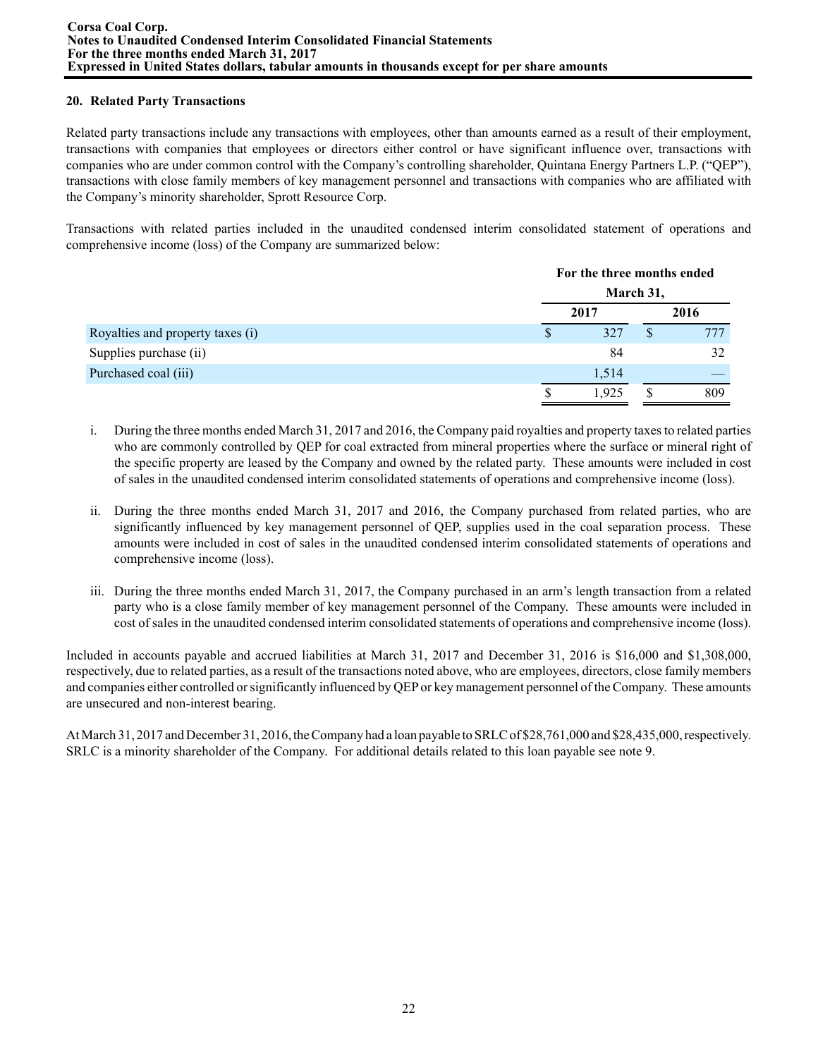## 20. Related Party Transactions

Related party transactions include any transactions with employees, other than amounts earned as a result of their employment, transactions with companies that employees or directors either control or have significant influence over, transactions with companies who are under common control with the Company's controlling shareholder, Quintana Energy Partners L.P. ("QEP"), transactions with close family members of key management personnel and transactions with companies who are affiliated with the Company's minority shareholder, Sprott Resource Corp.

Transactions with related parties included in the unaudited condensed interim consolidated statement of operations and comprehensive income (loss) of the Company are summarized below:

| | For the three months ended March 31, | |
|---|---|---|
| | 2017 | 2016 |
| Royalties and property taxes (i) | $ 327 | $ 777 |
| Supplies purchase (ii) | 84 | 32 |
| Purchased coal (iii) | 1,514 | — |
| | $ 1,925 | $ 809 |

i. During the three months ended March 31, 2017 and 2016, the Company paid royalties and property taxes to related parties who are commonly controlled by QEP for coal extracted from mineral properties where the surface or mineral right of the specific property are leased by the Company and owned by the related party. These amounts were included in cost of sales in the unaudited condensed interim consolidated statements of operations and comprehensive income (loss).

ii. During the three months ended March 31, 2017 and 2016, the Company purchased from related parties, who are significantly influenced by key management personnel of QEP, supplies used in the coal separation process. These amounts were included in cost of sales in the unaudited condensed interim consolidated statements of operations and comprehensive income (loss).

iii. During the three months ended March 31, 2017, the Company purchased in an arm's length transaction from a related party who is a close family member of key management personnel of the Company. These amounts were included in cost of sales in the unaudited condensed interim consolidated statements of operations and comprehensive income (loss).

Included in accounts payable and accrued liabilities at March 31, 2017 and December 31, 2016 is $16,000 and $1,308,000, respectively, due to related parties, as a result of the transactions noted above, who are employees, directors, close family members and companies either controlled or significantly influenced by QEP or key management personnel of the Company. These amounts are unsecured and non-interest bearing.

At March 31, 2017 and December 31, 2016, the Company had a loan payable to SRLC of $28,761,000 and $28,435,000, respectively. SRLC is a minority shareholder of the Company. For additional details related to this loan payable see note 9.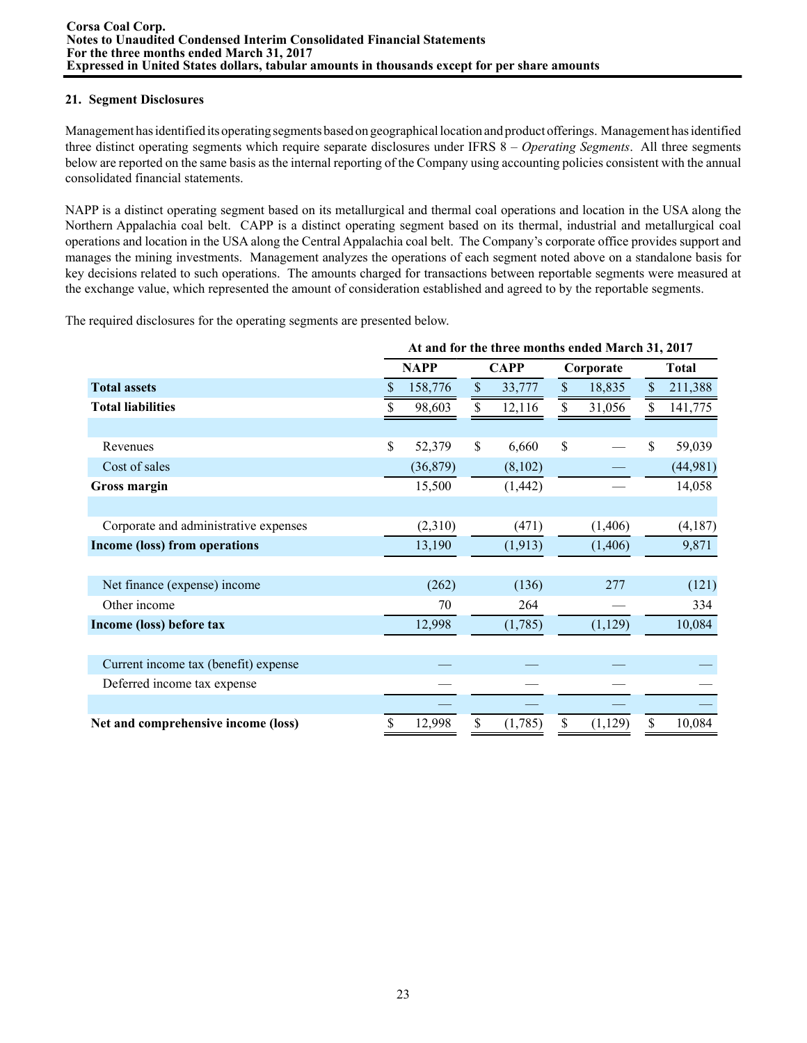## 21. Segment Disclosures

Management has identified its operating segments based on geographical location and product offerings. Management has identified three distinct operating segments which require separate disclosures under IFRS 8 – *Operating Segments*. All three segments below are reported on the same basis as the internal reporting of the Company using accounting policies consistent with the annual consolidated financial statements.

NAPP is a distinct operating segment based on its metallurgical and thermal coal operations and location in the USA along the Northern Appalachia coal belt. CAPP is a distinct operating segment based on its thermal, industrial and metallurgical coal operations and location in the USA along the Central Appalachia coal belt. The Company's corporate office provides support and manages the mining investments. Management analyzes the operations of each segment noted above on a standalone basis for key decisions related to such operations. The amounts charged for transactions between reportable segments were measured at the exchange value, which represented the amount of consideration established and agreed to by the reportable segments.

The required disclosures for the operating segments are presented below.

| | At and for the three months ended March 31, 2017 | | | |
|---|---|---|---|---|
| | NAPP | CAPP | Corporate | Total |
| **Total assets** | $ 158,776 | $ 33,777 | $ 18,835 | $ 211,388 |
| **Total liabilities** | $ 98,603 | $ 12,116 | $ 31,056 | $ 141,775 |
| | | | | |
| Revenues | $ 52,379 | $ 6,660 | $ — | $ 59,039 |
| Cost of sales | (36,879) | (8,102) | — | (44,981) |
| **Gross margin** | 15,500 | (1,442) | — | 14,058 |
| | | | | |
| Corporate and administrative expenses | (2,310) | (471) | (1,406) | (4,187) |
| **Income (loss) from operations** | 13,190 | (1,913) | (1,406) | 9,871 |
| | | | | |
| Net finance (expense) income | (262) | (136) | 277 | (121) |
| Other income | 70 | 264 | — | 334 |
| **Income (loss) before tax** | 12,998 | (1,785) | (1,129) | 10,084 |
| | | | | |
| Current income tax (benefit) expense | — | — | — | — |
| Deferred income tax expense | — | — | — | — |
| | — | — | — | — |
| **Net and comprehensive income (loss)** | $ 12,998 | $ (1,785) | $ (1,129) | $ 10,084 |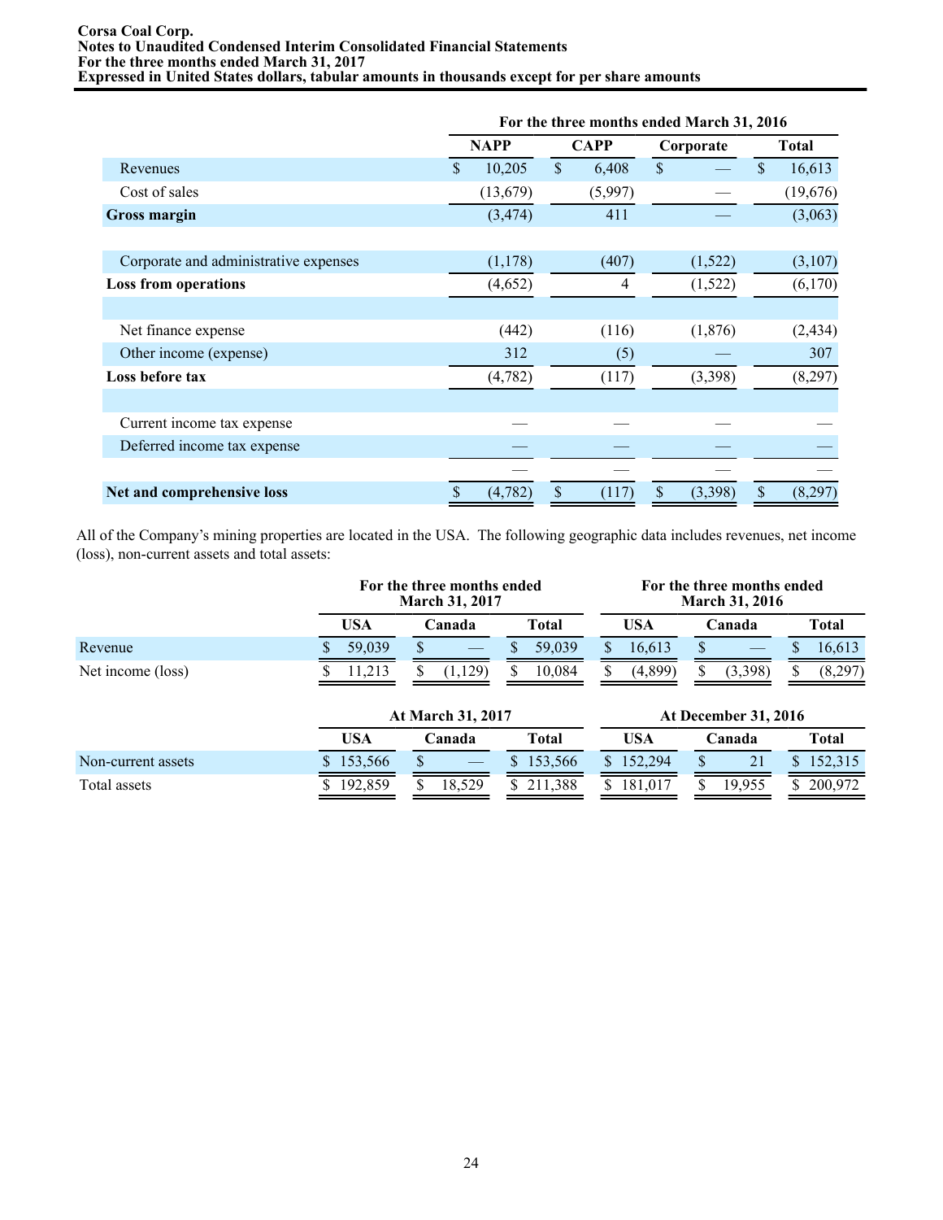| | For the three months ended March 31, 2016 | | | |
|---|---|---|---|---|
| | NAPP | CAPP | Corporate | Total |
| Revenues | $ 10,205 | $ 6,408 | $ — | $ 16,613 |
| Cost of sales | (13,679) | (5,997) | — | (19,676) |
| **Gross margin** | (3,474) | 411 | — | (3,063) |
| | | | | |
| Corporate and administrative expenses | (1,178) | (407) | (1,522) | (3,107) |
| **Loss from operations** | (4,652) | 4 | (1,522) | (6,170) |
| | | | | |
| Net finance expense | (442) | (116) | (1,876) | (2,434) |
| Other income (expense) | 312 | (5) | — | 307 |
| **Loss before tax** | (4,782) | (117) | (3,398) | (8,297) |
| | | | | |
| Current income tax expense | — | — | — | — |
| Deferred income tax expense | — | — | — | — |
| | — | — | — | — |
| **Net and comprehensive loss** | $ (4,782) | $ (117) | $ (3,398) | $ (8,297) |

All of the Company's mining properties are located in the USA. The following geographic data includes revenues, net income (loss), non-current assets and total assets:

| | For the three months ended March 31, 2017 | | | For the three months ended March 31, 2016 | | |
|---|---|---|---|---|---|---|
| | USA | Canada | Total | USA | Canada | Total |
| Revenue | $ 59,039 | $ — | $ 59,039 | $ 16,613 | $ — | $ 16,613 |
| Net income (loss) | $ 11,213 | $ (1,129) | $ 10,084 | $ (4,899) | $ (3,398) | $ (8,297) |

| | At March 31, 2017 | | | At December 31, 2016 | | |
|---|---|---|---|---|---|---|
| | USA | Canada | Total | USA | Canada | Total |
| Non-current assets | $ 153,566 | $ — | $ 153,566 | $ 152,294 | $ 21 | $ 152,315 |
| Total assets | $ 192,859 | $ 18,529 | $ 211,388 | $ 181,017 | $ 19,955 | $ 200,972 |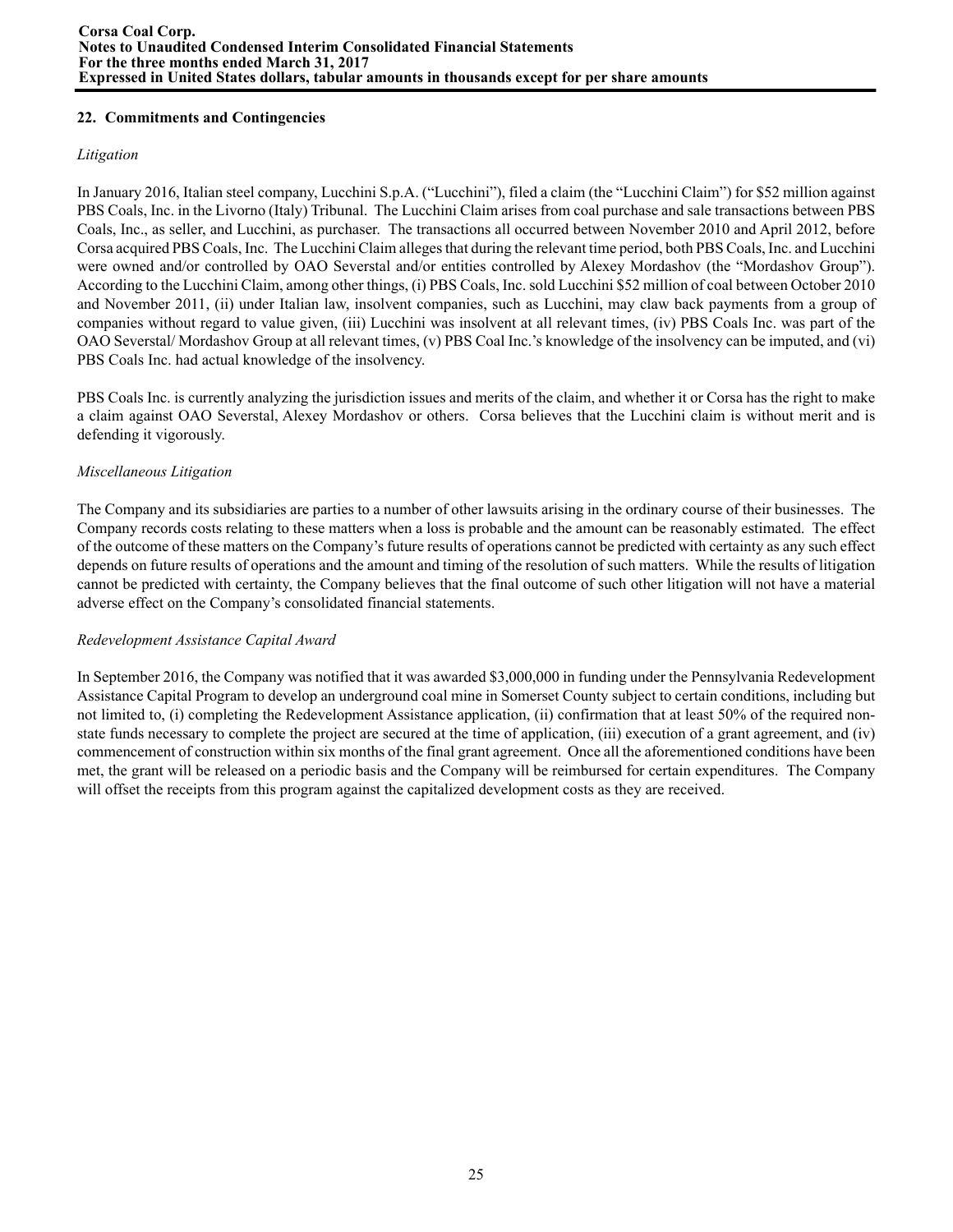## 22. Commitments and Contingencies

*Litigation*

In January 2016, Italian steel company, Lucchini S.p.A. ("Lucchini"), filed a claim (the "Lucchini Claim") for \$52 million against PBS Coals, Inc. in the Livorno (Italy) Tribunal. The Lucchini Claim arises from coal purchase and sale transactions between PBS Coals, Inc., as seller, and Lucchini, as purchaser. The transactions all occurred between November 2010 and April 2012, before Corsa acquired PBS Coals, Inc. The Lucchini Claim alleges that during the relevant time period, both PBS Coals, Inc. and Lucchini were owned and/or controlled by OAO Severstal and/or entities controlled by Alexey Mordashov (the "Mordashov Group"). According to the Lucchini Claim, among other things, (i) PBS Coals, Inc. sold Lucchini \$52 million of coal between October 2010 and November 2011, (ii) under Italian law, insolvent companies, such as Lucchini, may claw back payments from a group of companies without regard to value given, (iii) Lucchini was insolvent at all relevant times, (iv) PBS Coals Inc. was part of the OAO Severstal/ Mordashov Group at all relevant times, (v) PBS Coal Inc.'s knowledge of the insolvency can be imputed, and (vi) PBS Coals Inc. had actual knowledge of the insolvency.

PBS Coals Inc. is currently analyzing the jurisdiction issues and merits of the claim, and whether it or Corsa has the right to make a claim against OAO Severstal, Alexey Mordashov or others. Corsa believes that the Lucchini claim is without merit and is defending it vigorously.

*Miscellaneous Litigation*

The Company and its subsidiaries are parties to a number of other lawsuits arising in the ordinary course of their businesses. The Company records costs relating to these matters when a loss is probable and the amount can be reasonably estimated. The effect of the outcome of these matters on the Company's future results of operations cannot be predicted with certainty as any such effect depends on future results of operations and the amount and timing of the resolution of such matters. While the results of litigation cannot be predicted with certainty, the Company believes that the final outcome of such other litigation will not have a material adverse effect on the Company's consolidated financial statements.

*Redevelopment Assistance Capital Award*

In September 2016, the Company was notified that it was awarded \$3,000,000 in funding under the Pennsylvania Redevelopment Assistance Capital Program to develop an underground coal mine in Somerset County subject to certain conditions, including but not limited to, (i) completing the Redevelopment Assistance application, (ii) confirmation that at least 50% of the required non-state funds necessary to complete the project are secured at the time of application, (iii) execution of a grant agreement, and (iv) commencement of construction within six months of the final grant agreement. Once all the aforementioned conditions have been met, the grant will be released on a periodic basis and the Company will be reimbursed for certain expenditures. The Company will offset the receipts from this program against the capitalized development costs as they are received.